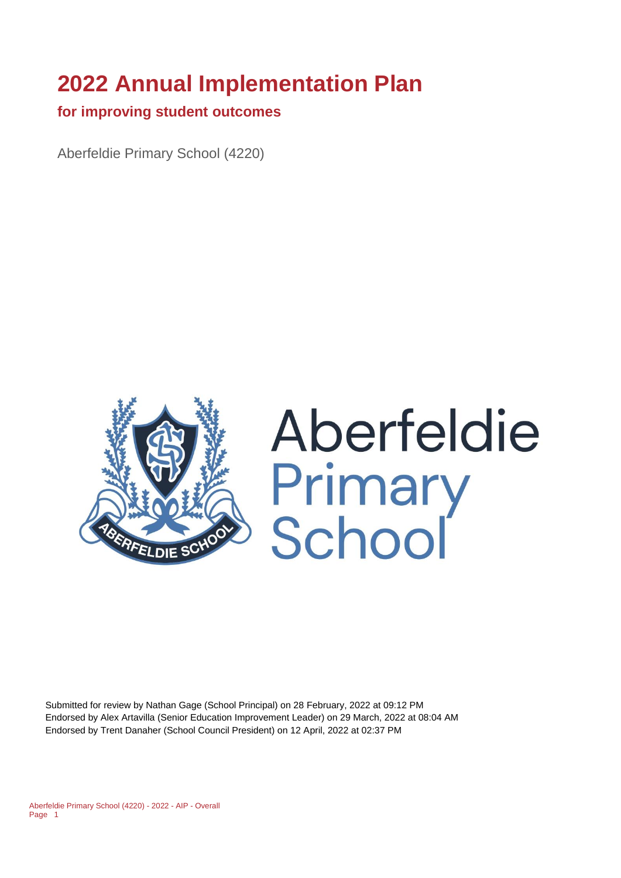# 2022 Annual Implementation Plan

## for improving student outcomes

Aberfeldie Primary School (4220)

Submitted for review by Nathan Gage (School Principal) on 28 February, 2022 at 09:12 PM
Endorsed by Alex Artavilla (Senior Education Improvement Leader) on 29 March, 2022 at 08:04 AM
Endorsed by Trent Danaher (School Council President) on 12 April, 2022 at 02:37 PM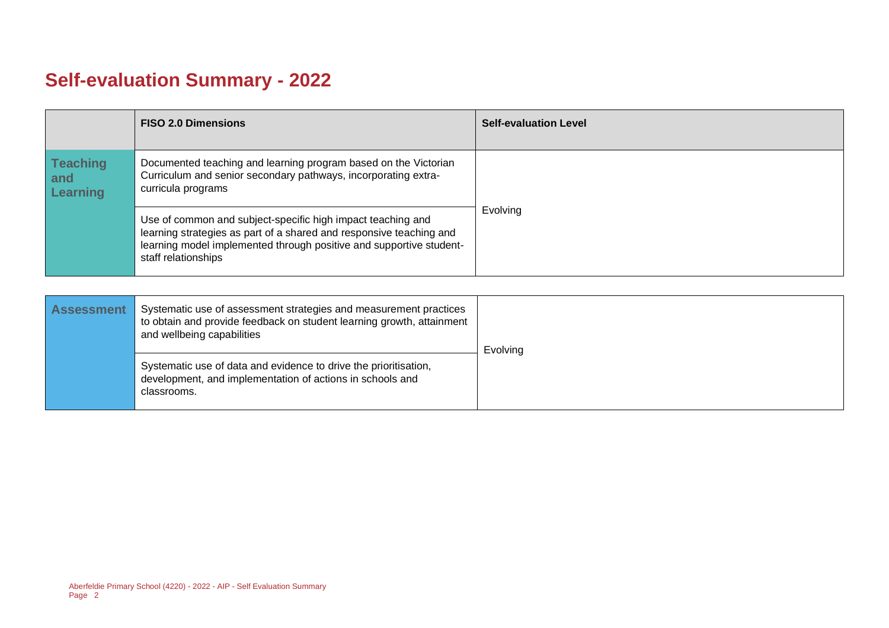# Self-evaluation Summary - 2022

| | FISO 2.0 Dimensions | Self-evaluation Level |
|---|---|---|
| **Teaching and Learning** | Documented teaching and learning program based on the Victorian Curriculum and senior secondary pathways, incorporating extra-curricula programs | Evolving |
| | Use of common and subject-specific high impact teaching and learning strategies as part of a shared and responsive teaching and learning model implemented through positive and supportive student-staff relationships | |

| | | |
|---|---|---|
| **Assessment** | Systematic use of assessment strategies and measurement practices to obtain and provide feedback on student learning growth, attainment and wellbeing capabilities | Evolving |
| | Systematic use of data and evidence to drive the prioritisation, development, and implementation of actions in schools and classrooms. | |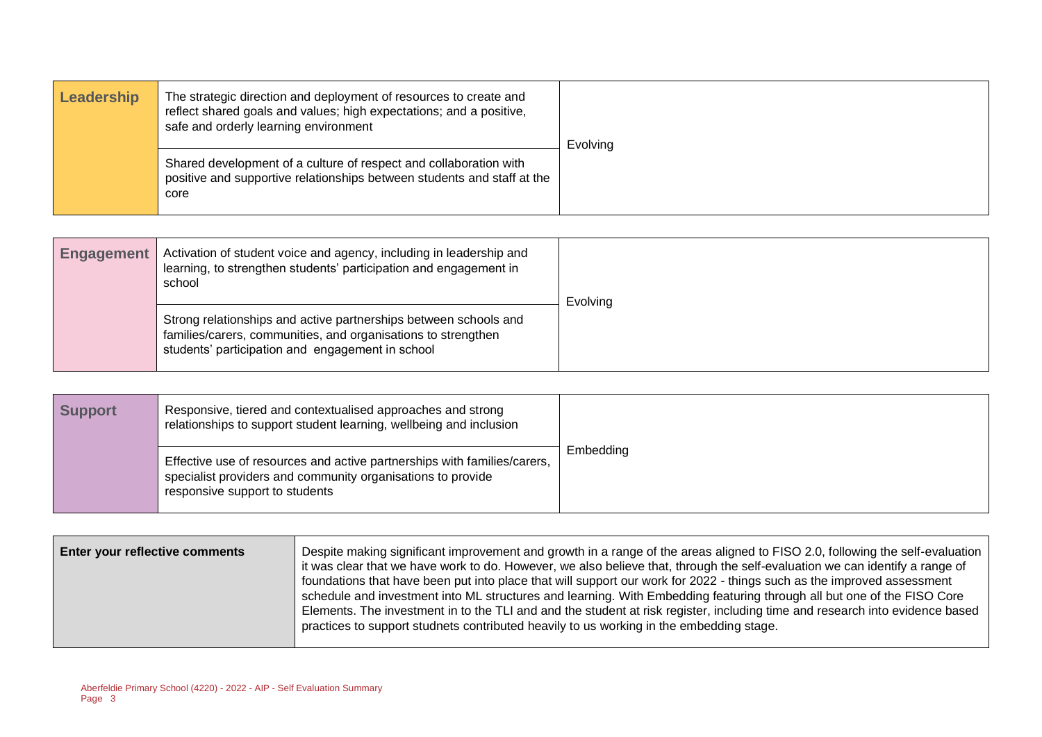| Leadership | | |
|---|---|---|
| Leadership | The strategic direction and deployment of resources to create and reflect shared goals and values; high expectations; and a positive, safe and orderly learning environment | Evolving |
| | Shared development of a culture of respect and collaboration with positive and supportive relationships between students and staff at the core | |

| Engagement | | |
|---|---|---|
| Engagement | Activation of student voice and agency, including in leadership and learning, to strengthen students' participation and engagement in school | Evolving |
| | Strong relationships and active partnerships between schools and families/carers, communities, and organisations to strengthen students' participation and engagement in school | |

| Support | | |
|---|---|---|
| Support | Responsive, tiered and contextualised approaches and strong relationships to support student learning, wellbeing and inclusion | Embedding |
| | Effective use of resources and active partnerships with families/carers, specialist providers and community organisations to provide responsive support to students | |

| Enter your reflective comments | |
|---|---|
| Enter your reflective comments | Despite making significant improvement and growth in a range of the areas aligned to FISO 2.0, following the self-evaluation it was clear that we have work to do. However, we also believe that, through the self-evaluation we can identify a range of foundations that have been put into place that will support our work for 2022 - things such as the improved assessment schedule and investment into ML structures and learning. With Embedding featuring through all but one of the FISO Core Elements. The investment in to the TLI and and the student at risk register, including time and research into evidence based practices to support studnets contributed heavily to us working in the embedding stage. |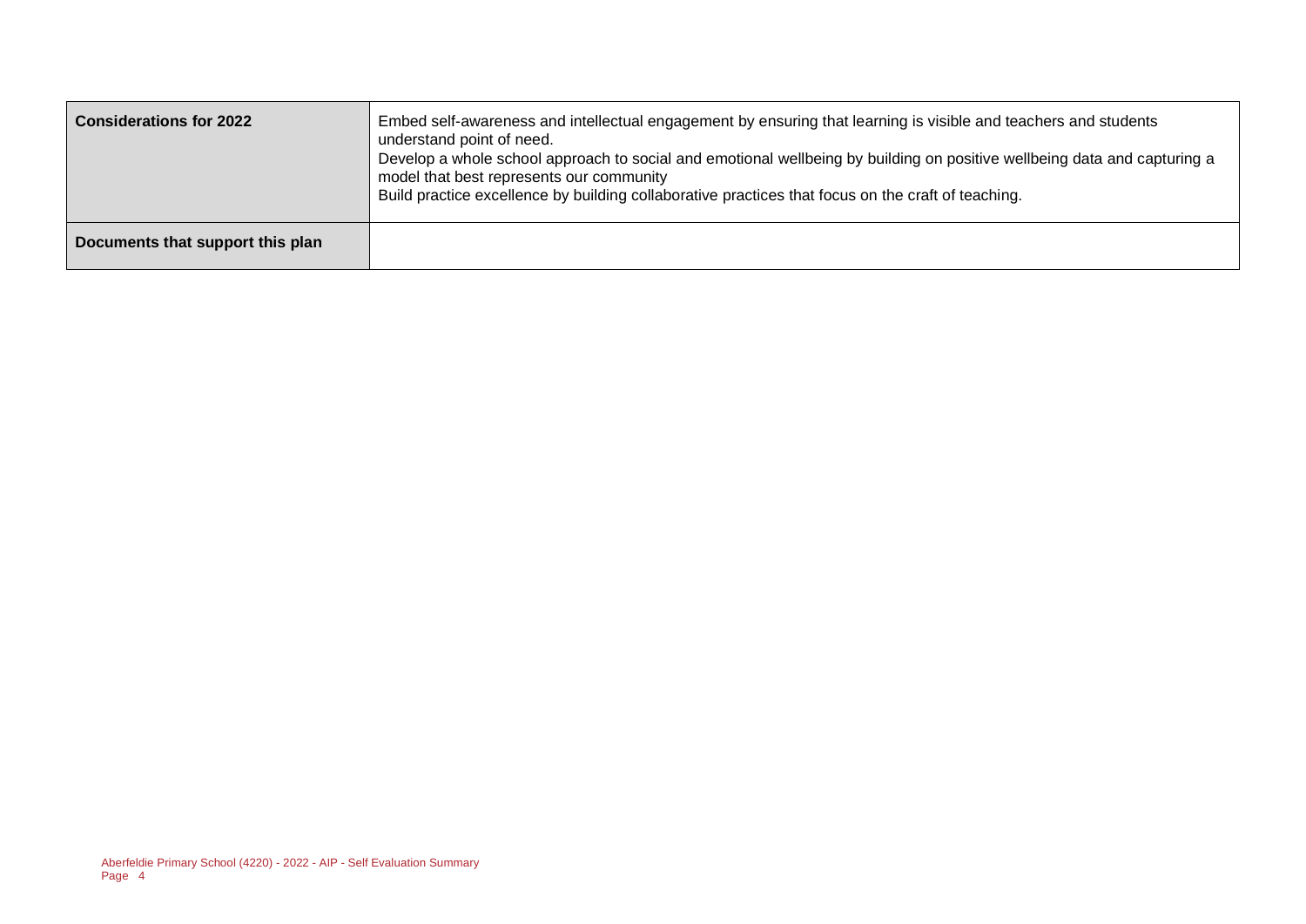| | |
|---|---|
| **Considerations for 2022** | Embed self-awareness and intellectual engagement by ensuring that learning is visible and teachers and students understand point of need.<br>Develop a whole school approach to social and emotional wellbeing by building on positive wellbeing data and capturing a model that best represents our community<br>Build practice excellence by building collaborative practices that focus on the craft of teaching. |
| **Documents that support this plan** | |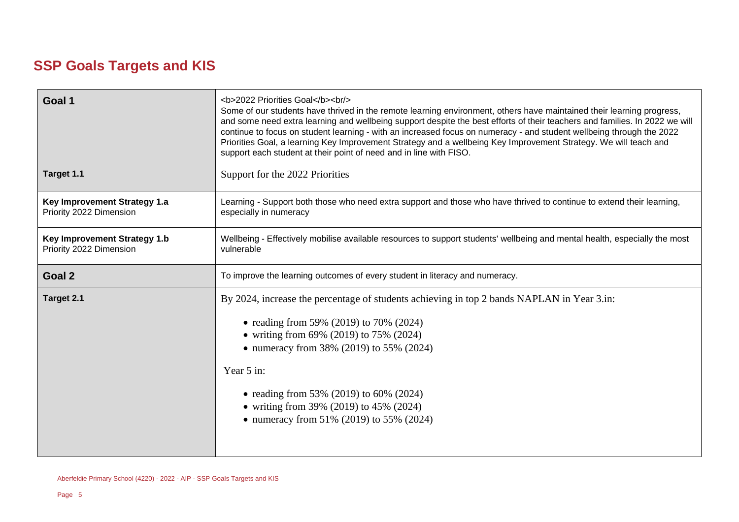## SSP Goals Targets and KIS

| | |
|---|---|
| **Goal 1** | <b>2022 Priorities Goal</b><br/> Some of our students have thrived in the remote learning environment, others have maintained their learning progress, and some need extra learning and wellbeing support despite the best efforts of their teachers and families. In 2022 we will continue to focus on student learning - with an increased focus on numeracy - and student wellbeing through the 2022 Priorities Goal, a learning Key Improvement Strategy and a wellbeing Key Improvement Strategy. We will teach and support each student at their point of need and in line with FISO. |
| **Target 1.1** | Support for the 2022 Priorities |
| **Key Improvement Strategy 1.a** Priority 2022 Dimension | Learning - Support both those who need extra support and those who have thrived to continue to extend their learning, especially in numeracy |
| **Key Improvement Strategy 1.b** Priority 2022 Dimension | Wellbeing - Effectively mobilise available resources to support students' wellbeing and mental health, especially the most vulnerable |
| **Goal 2** | To improve the learning outcomes of every student in literacy and numeracy. |
| **Target 2.1** | By 2024, increase the percentage of students achieving in top 2 bands NAPLAN in Year 3.in:<br>• reading from 59% (2019) to 70% (2024)<br>• writing from 69% (2019) to 75% (2024)<br>• numeracy from 38% (2019) to 55% (2024)<br><br>Year 5 in:<br>• reading from 53% (2019) to 60% (2024)<br>• writing from 39% (2019) to 45% (2024)<br>• numeracy from 51% (2019) to 55% (2024) |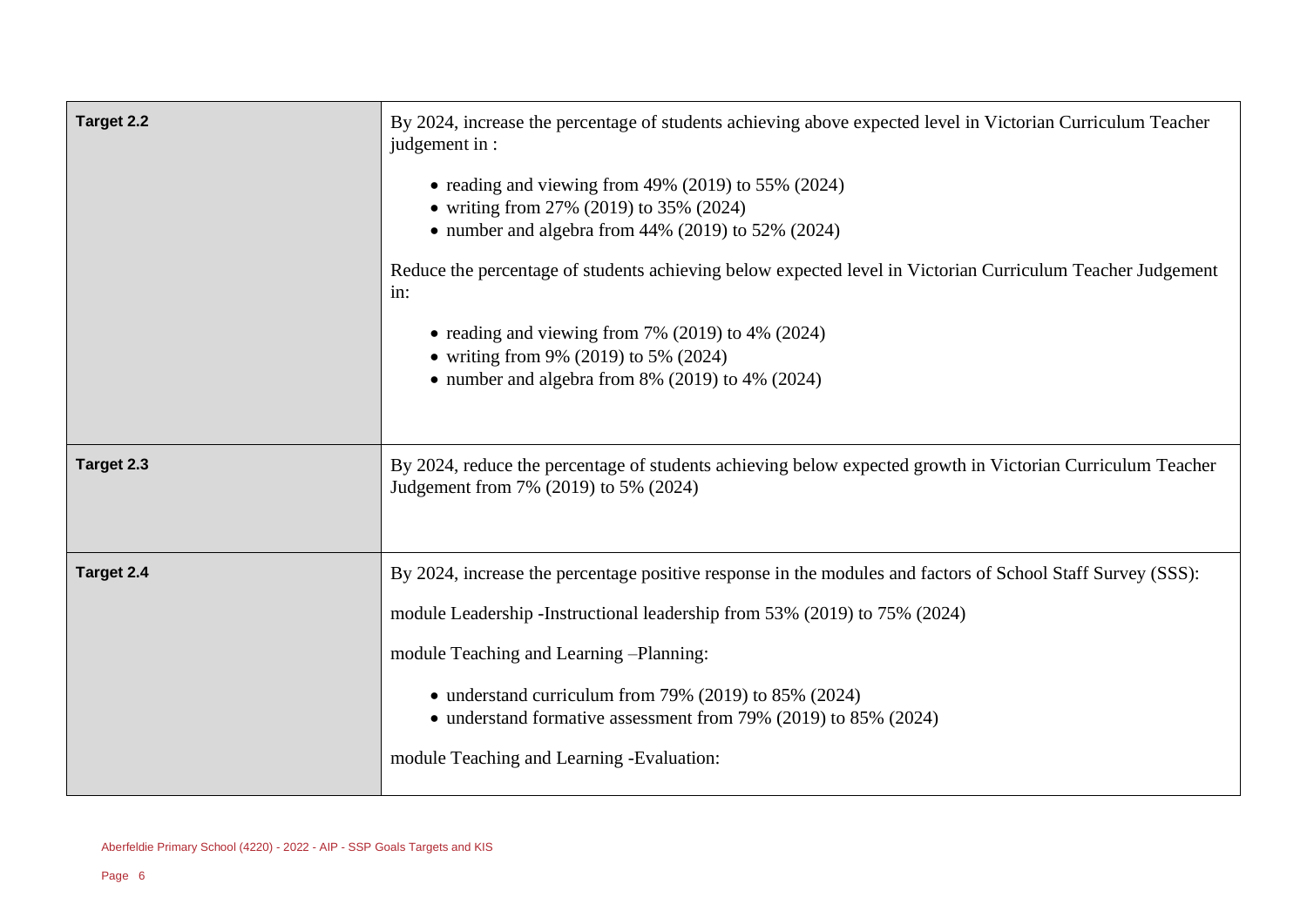| | |
|---|---|
| **Target 2.2** | By 2024, increase the percentage of students achieving above expected level in Victorian Curriculum Teacher judgement in :<br><br>• reading and viewing from 49% (2019) to 55% (2024)<br>• writing from 27% (2019) to 35% (2024)<br>• number and algebra from 44% (2019) to 52% (2024)<br><br>Reduce the percentage of students achieving below expected level in Victorian Curriculum Teacher Judgement in:<br><br>• reading and viewing from 7% (2019) to 4% (2024)<br>• writing from 9% (2019) to 5% (2024)<br>• number and algebra from 8% (2019) to 4% (2024) |
| **Target 2.3** | By 2024, reduce the percentage of students achieving below expected growth in Victorian Curriculum Teacher Judgement from 7% (2019) to 5% (2024) |
| **Target 2.4** | By 2024, increase the percentage positive response in the modules and factors of School Staff Survey (SSS):<br><br>module Leadership -Instructional leadership from 53% (2019) to 75% (2024)<br><br>module Teaching and Learning –Planning:<br><br>• understand curriculum from 79% (2019) to 85% (2024)<br>• understand formative assessment from 79% (2019) to 85% (2024)<br><br>module Teaching and Learning -Evaluation: |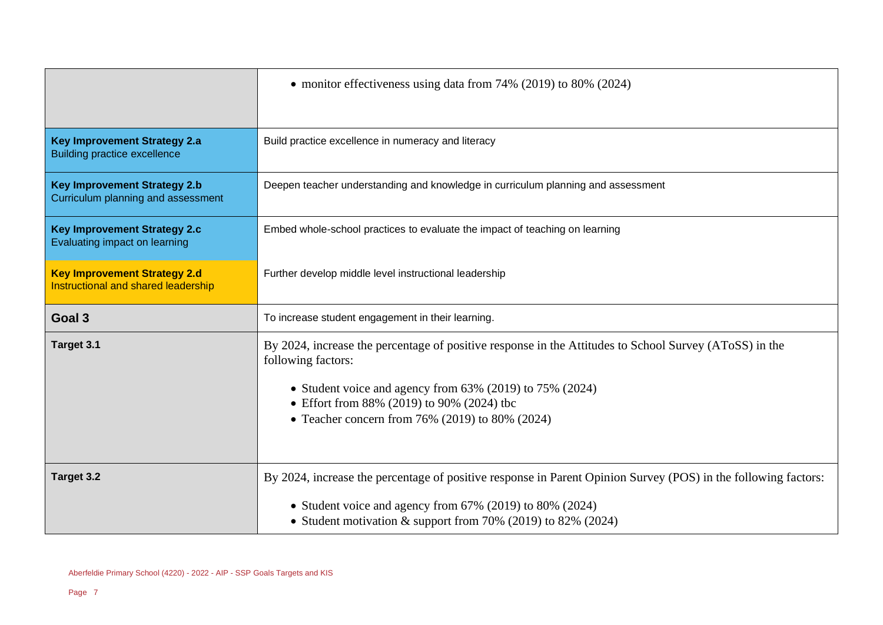| | |
|---|---|
| | • monitor effectiveness using data from 74% (2019) to 80% (2024) |
| **Key Improvement Strategy 2.a** Building practice excellence | Build practice excellence in numeracy and literacy |
| **Key Improvement Strategy 2.b** Curriculum planning and assessment | Deepen teacher understanding and knowledge in curriculum planning and assessment |
| **Key Improvement Strategy 2.c** Evaluating impact on learning | Embed whole-school practices to evaluate the impact of teaching on learning |
| **Key Improvement Strategy 2.d** Instructional and shared leadership | Further develop middle level instructional leadership |
| **Goal 3** | To increase student engagement in their learning. |
| **Target 3.1** | By 2024, increase the percentage of positive response in the Attitudes to School Survey (AToSS) in the following factors:<br><br>• Student voice and agency from 63% (2019) to 75% (2024)<br>• Effort from 88% (2019) to 90% (2024) tbc<br>• Teacher concern from 76% (2019) to 80% (2024) |
| **Target 3.2** | By 2024, increase the percentage of positive response in Parent Opinion Survey (POS) in the following factors:<br><br>• Student voice and agency from 67% (2019) to 80% (2024)<br>• Student motivation & support from 70% (2019) to 82% (2024) |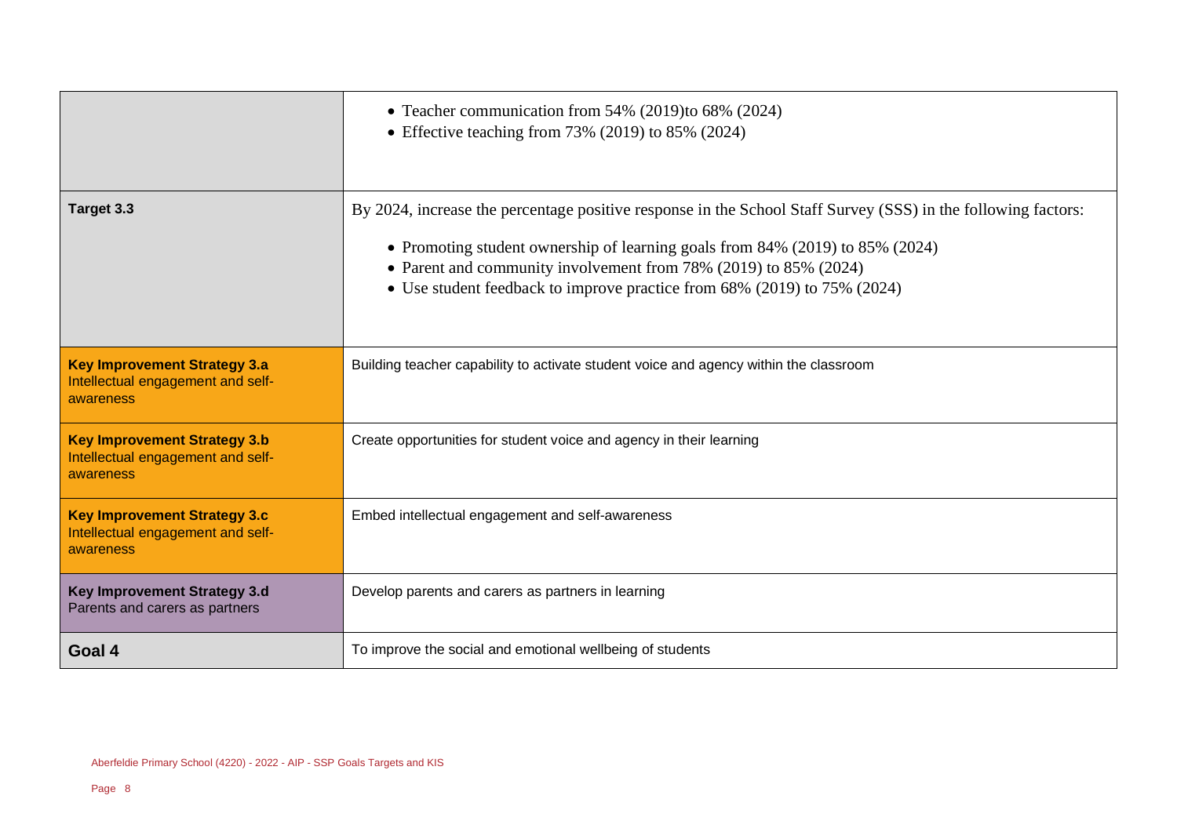| | |
|---|---|
| | • Teacher communication from 54% (2019)to 68% (2024)<br>• Effective teaching from 73% (2019) to 85% (2024) |
| **Target 3.3** | By 2024, increase the percentage positive response in the School Staff Survey (SSS) in the following factors:<br><br>• Promoting student ownership of learning goals from 84% (2019) to 85% (2024)<br>• Parent and community involvement from 78% (2019) to 85% (2024)<br>• Use student feedback to improve practice from 68% (2019) to 75% (2024) |
| **Key Improvement Strategy 3.a**<br>Intellectual engagement and self-awareness | Building teacher capability to activate student voice and agency within the classroom |
| **Key Improvement Strategy 3.b**<br>Intellectual engagement and self-awareness | Create opportunities for student voice and agency in their learning |
| **Key Improvement Strategy 3.c**<br>Intellectual engagement and self-awareness | Embed intellectual engagement and self-awareness |
| **Key Improvement Strategy 3.d**<br>Parents and carers as partners | Develop parents and carers as partners in learning |
| **Goal 4** | To improve the social and emotional wellbeing of students |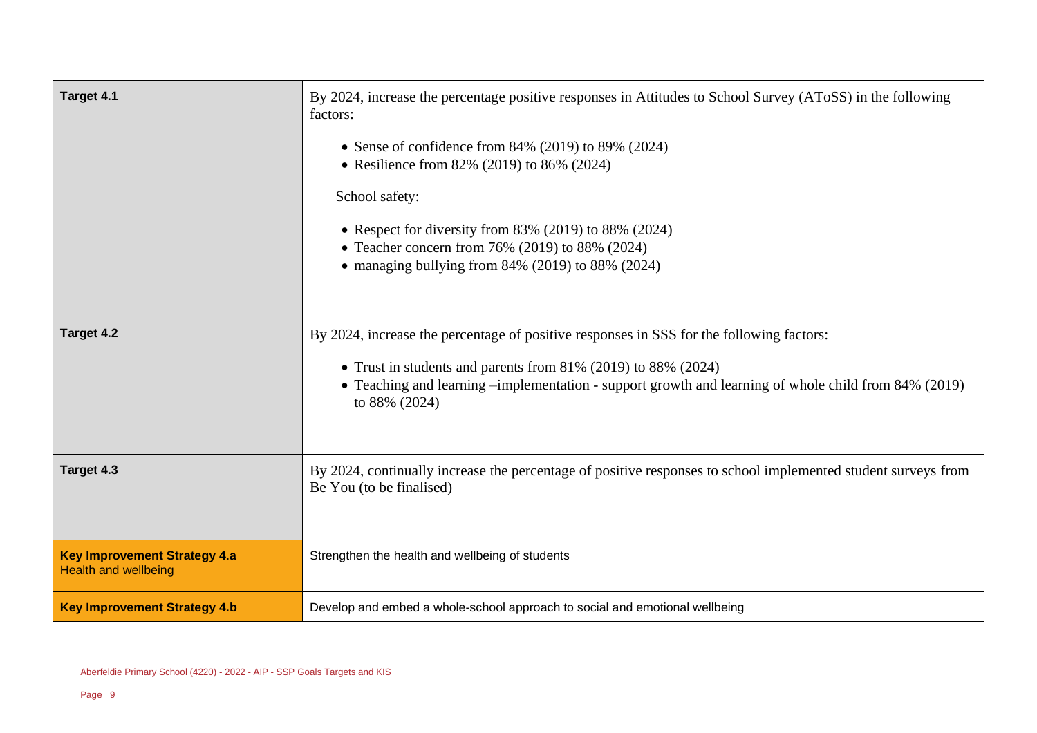| | |
|---|---|
| **Target 4.1** | By 2024, increase the percentage positive responses in Attitudes to School Survey (AToSS) in the following factors:<br><br>• Sense of confidence from 84% (2019) to 89% (2024)<br>• Resilience from 82% (2019) to 86% (2024)<br><br>School safety:<br><br>• Respect for diversity from 83% (2019) to 88% (2024)<br>• Teacher concern from 76% (2019) to 88% (2024)<br>• managing bullying from 84% (2019) to 88% (2024) |
| **Target 4.2** | By 2024, increase the percentage of positive responses in SSS for the following factors:<br><br>• Trust in students and parents from 81% (2019) to 88% (2024)<br>• Teaching and learning –implementation - support growth and learning of whole child from 84% (2019) to 88% (2024) |
| **Target 4.3** | By 2024, continually increase the percentage of positive responses to school implemented student surveys from Be You (to be finalised) |
| **Key Improvement Strategy 4.a**<br>Health and wellbeing | Strengthen the health and wellbeing of students |
| **Key Improvement Strategy 4.b** | Develop and embed a whole-school approach to social and emotional wellbeing |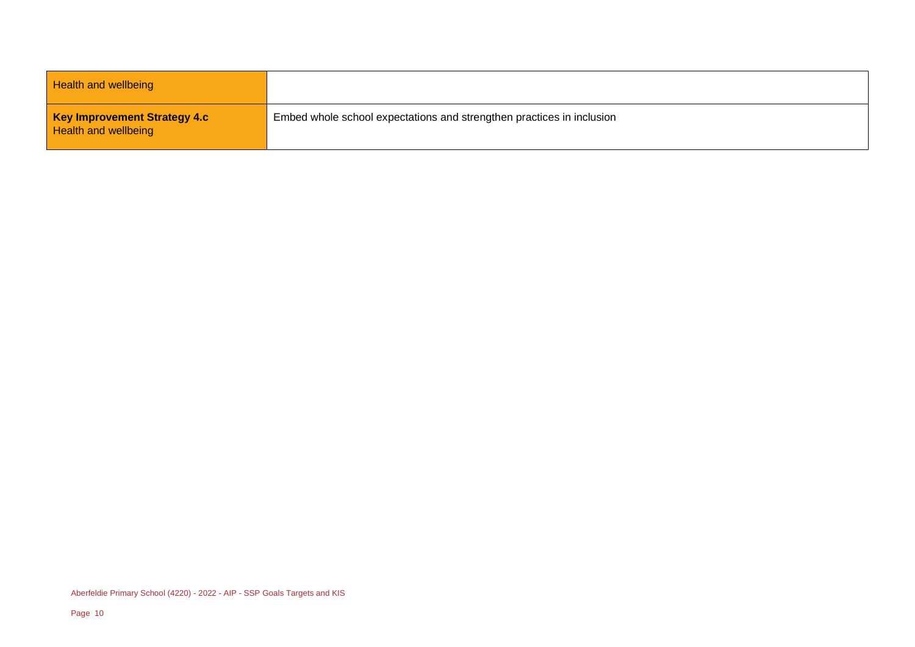| Health and wellbeing | |
| --- | --- |
| **Key Improvement Strategy 4.c** Health and wellbeing | Embed whole school expectations and strengthen practices in inclusion |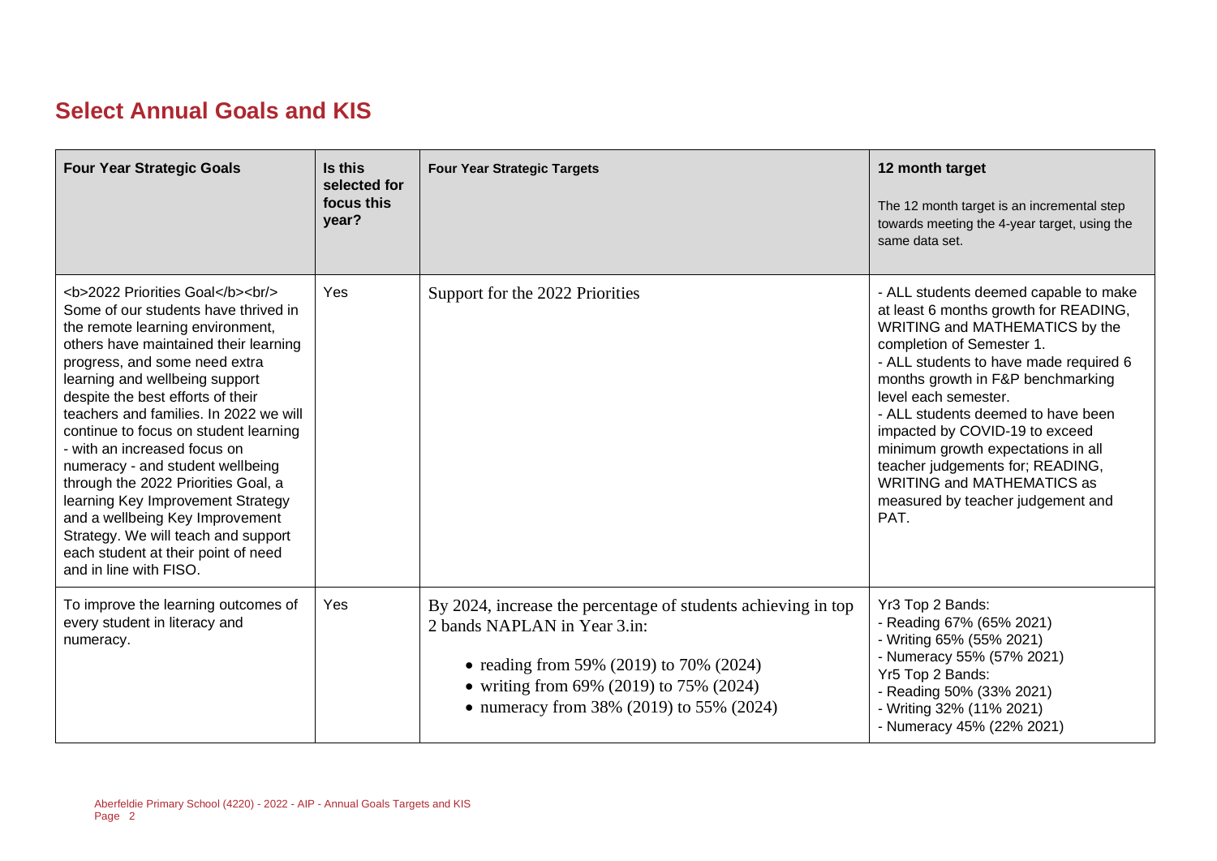## Select Annual Goals and KIS

| Four Year Strategic Goals | Is this selected for focus this year? | Four Year Strategic Targets | 12 month target<br>The 12 month target is an incremental step towards meeting the 4-year target, using the same data set. |
| --- | --- | --- | --- |
| <b>2022 Priorities Goal</b><br/> Some of our students have thrived in the remote learning environment, others have maintained their learning progress, and some need extra learning and wellbeing support despite the best efforts of their teachers and families. In 2022 we will continue to focus on student learning - with an increased focus on numeracy - and student wellbeing through the 2022 Priorities Goal, a learning Key Improvement Strategy and a wellbeing Key Improvement Strategy. We will teach and support each student at their point of need and in line with FISO. | Yes | Support for the 2022 Priorities | - ALL students deemed capable to make at least 6 months growth for READING, WRITING and MATHEMATICS by the completion of Semester 1.<br>- ALL students to have made required 6 months growth in F&P benchmarking level each semester.<br>- ALL students deemed to have been impacted by COVID-19 to exceed minimum growth expectations in all teacher judgements for; READING, WRITING and MATHEMATICS as measured by teacher judgement and PAT. |
| To improve the learning outcomes of every student in literacy and numeracy. | Yes | By 2024, increase the percentage of students achieving in top 2 bands NAPLAN in Year 3.in:<br>• reading from 59% (2019) to 70% (2024)<br>• writing from 69% (2019) to 75% (2024)<br>• numeracy from 38% (2019) to 55% (2024) | Yr3 Top 2 Bands:<br>- Reading 67% (65% 2021)<br>- Writing 65% (55% 2021)<br>- Numeracy 55% (57% 2021)<br>Yr5 Top 2 Bands:<br>- Reading 50% (33% 2021)<br>- Writing 32% (11% 2021)<br>- Numeracy 45% (22% 2021) |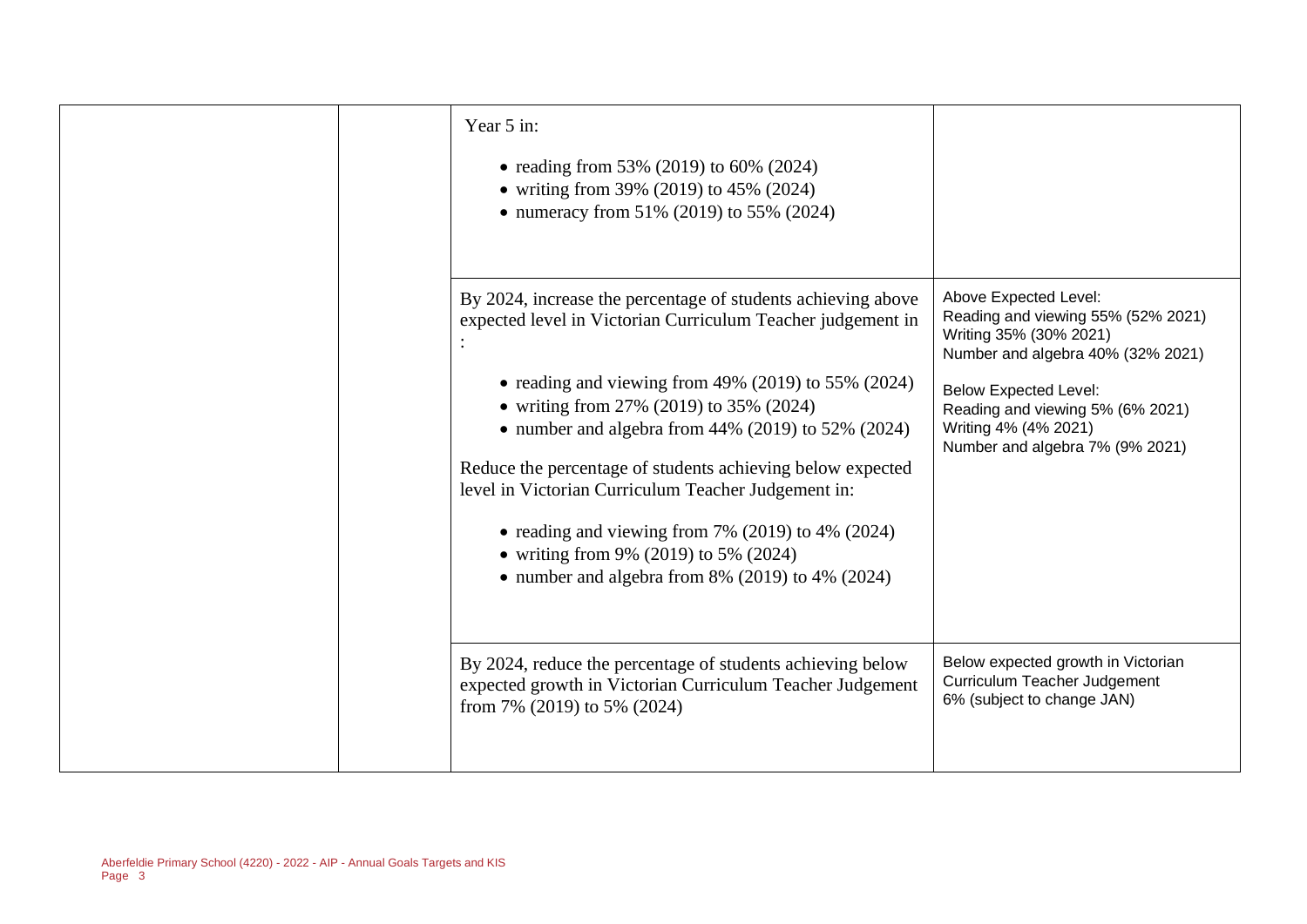| | | | |
|---|---|---|---|
| | | Year 5 in:<br><br>• reading from 53% (2019) to 60% (2024)<br>• writing from 39% (2019) to 45% (2024)<br>• numeracy from 51% (2019) to 55% (2024) | |
| | | By 2024, increase the percentage of students achieving above expected level in Victorian Curriculum Teacher judgement in :<br><br>• reading and viewing from 49% (2019) to 55% (2024)<br>• writing from 27% (2019) to 35% (2024)<br>• number and algebra from 44% (2019) to 52% (2024)<br><br>Reduce the percentage of students achieving below expected level in Victorian Curriculum Teacher Judgement in:<br><br>• reading and viewing from 7% (2019) to 4% (2024)<br>• writing from 9% (2019) to 5% (2024)<br>• number and algebra from 8% (2019) to 4% (2024) | Above Expected Level:<br>Reading and viewing 55% (52% 2021)<br>Writing 35% (30% 2021)<br>Number and algebra 40% (32% 2021)<br><br>Below Expected Level:<br>Reading and viewing 5% (6% 2021)<br>Writing 4% (4% 2021)<br>Number and algebra 7% (9% 2021) |
| | | By 2024, reduce the percentage of students achieving below expected growth in Victorian Curriculum Teacher Judgement from 7% (2019) to 5% (2024) | Below expected growth in Victorian Curriculum Teacher Judgement<br>6% (subject to change JAN) |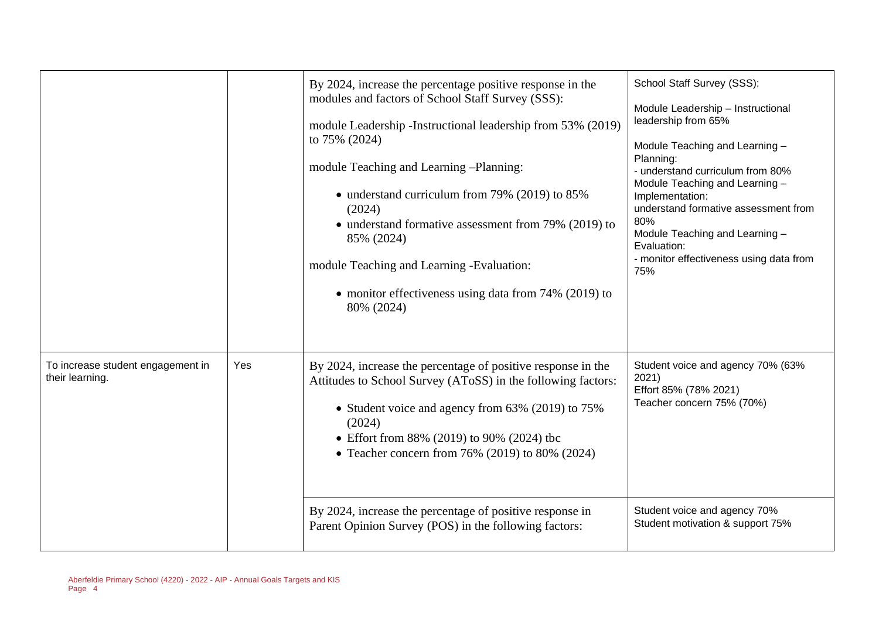| | | | |
|---|---|---|---|
| | | By 2024, increase the percentage positive response in the modules and factors of School Staff Survey (SSS):<br><br>module Leadership -Instructional leadership from 53% (2019) to 75% (2024)<br><br>module Teaching and Learning –Planning:<br><br>• understand curriculum from 79% (2019) to 85% (2024)<br>• understand formative assessment from 79% (2019) to 85% (2024)<br><br>module Teaching and Learning -Evaluation:<br><br>• monitor effectiveness using data from 74% (2019) to 80% (2024) | School Staff Survey (SSS):<br><br>Module Leadership – Instructional leadership from 65%<br><br>Module Teaching and Learning – Planning:<br>- understand curriculum from 80%<br>Module Teaching and Learning – Implementation:<br>understand formative assessment from 80%<br>Module Teaching and Learning – Evaluation:<br>- monitor effectiveness using data from 75% |
| To increase student engagement in their learning. | Yes | By 2024, increase the percentage of positive response in the Attitudes to School Survey (AToSS) in the following factors:<br><br>• Student voice and agency from 63% (2019) to 75% (2024)<br>• Effort from 88% (2019) to 90% (2024) tbc<br>• Teacher concern from 76% (2019) to 80% (2024) | Student voice and agency 70% (63% 2021)<br>Effort 85% (78% 2021)<br>Teacher concern 75% (70%) |
| | | By 2024, increase the percentage of positive response in Parent Opinion Survey (POS) in the following factors: | Student voice and agency 70%<br>Student motivation & support 75% |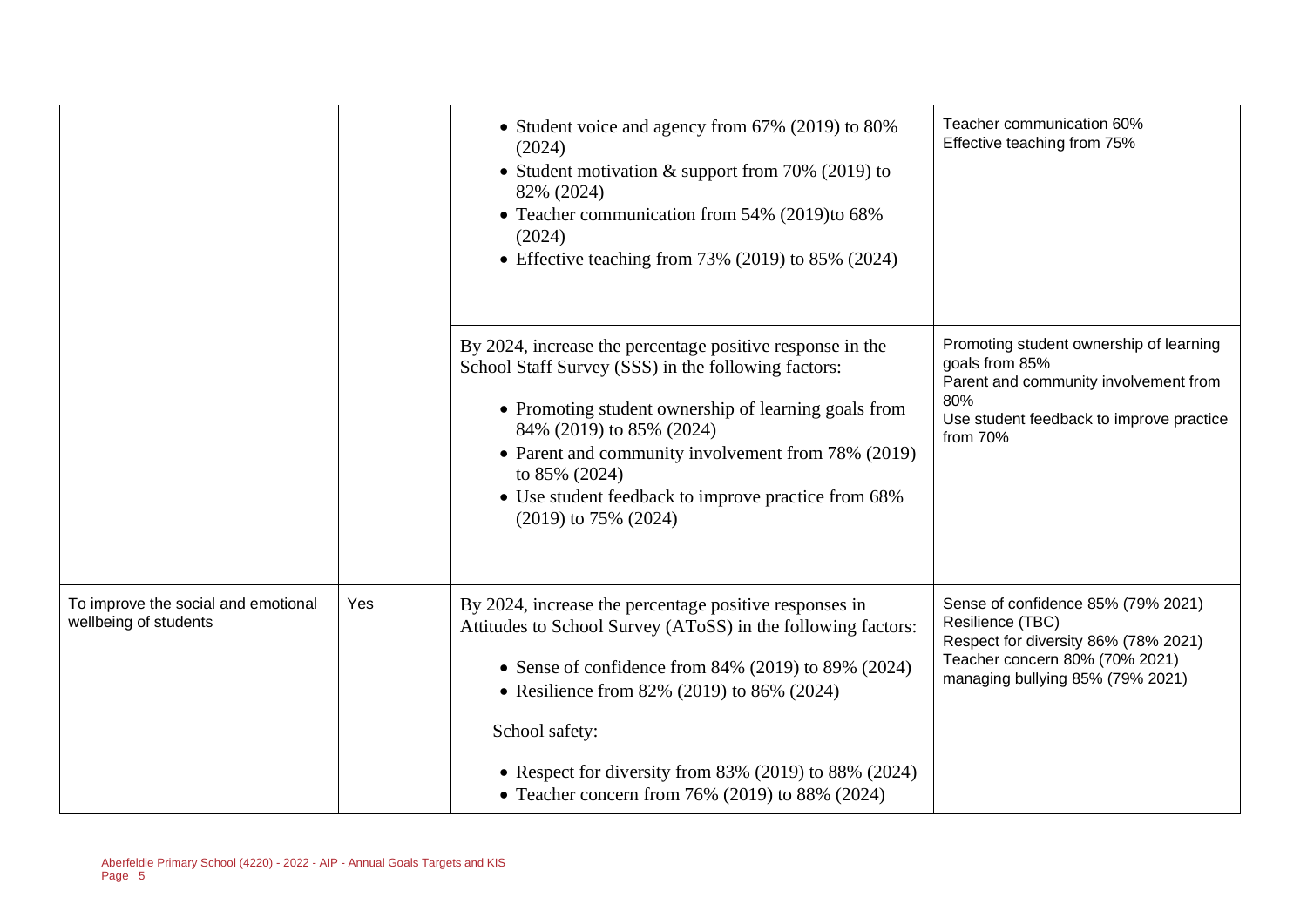| | | | |
|---|---|---|---|
| | | • Student voice and agency from 67% (2019) to 80% (2024)<br>• Student motivation & support from 70% (2019) to 82% (2024)<br>• Teacher communication from 54% (2019)to 68% (2024)<br>• Effective teaching from 73% (2019) to 85% (2024) | Teacher communication 60%<br>Effective teaching from 75% |
| | | By 2024, increase the percentage positive response in the School Staff Survey (SSS) in the following factors:<br>• Promoting student ownership of learning goals from 84% (2019) to 85% (2024)<br>• Parent and community involvement from 78% (2019) to 85% (2024)<br>• Use student feedback to improve practice from 68% (2019) to 75% (2024) | Promoting student ownership of learning goals from 85%<br>Parent and community involvement from 80%<br>Use student feedback to improve practice from 70% |
| To improve the social and emotional wellbeing of students | Yes | By 2024, increase the percentage positive responses in Attitudes to School Survey (AToSS) in the following factors:<br>• Sense of confidence from 84% (2019) to 89% (2024)<br>• Resilience from 82% (2019) to 86% (2024)<br>School safety:<br>• Respect for diversity from 83% (2019) to 88% (2024)<br>• Teacher concern from 76% (2019) to 88% (2024) | Sense of confidence 85% (79% 2021)<br>Resilience (TBC)<br>Respect for diversity 86% (78% 2021)<br>Teacher concern 80% (70% 2021)<br>managing bullying 85% (79% 2021) |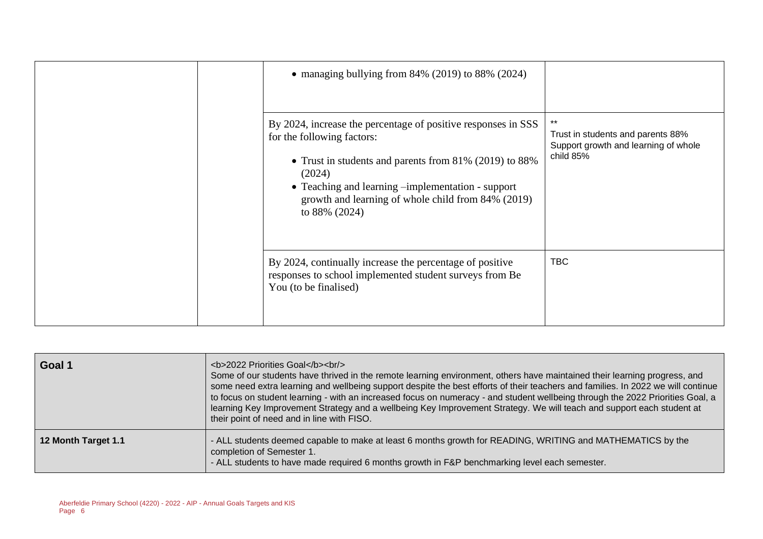| | | | |
|---|---|---|---|
| | | • managing bullying from 84% (2019) to 88% (2024) | |
| | | By 2024, increase the percentage of positive responses in SSS for the following factors:<br><br>• Trust in students and parents from 81% (2019) to 88% (2024)<br>• Teaching and learning –implementation - support growth and learning of whole child from 84% (2019) to 88% (2024) | **<br>Trust in students and parents 88%<br>Support growth and learning of whole child 85% |
| | | By 2024, continually increase the percentage of positive responses to school implemented student surveys from Be You (to be finalised) | TBC |

| | |
|---|---|
| **Goal 1** | <b>2022 Priorities Goal</b><br/><br>Some of our students have thrived in the remote learning environment, others have maintained their learning progress, and some need extra learning and wellbeing support despite the best efforts of their teachers and families. In 2022 we will continue to focus on student learning - with an increased focus on numeracy - and student wellbeing through the 2022 Priorities Goal, a learning Key Improvement Strategy and a wellbeing Key Improvement Strategy. We will teach and support each student at their point of need and in line with FISO. |
| **12 Month Target 1.1** | - ALL students deemed capable to make at least 6 months growth for READING, WRITING and MATHEMATICS by the completion of Semester 1.<br>- ALL students to have made required 6 months growth in F&P benchmarking level each semester. |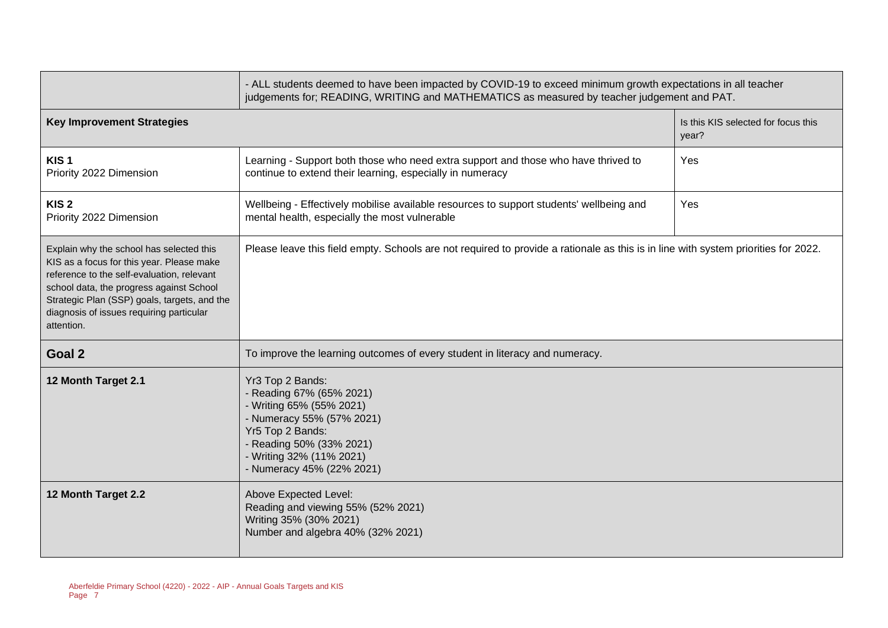| | | |
|---|---|---|
| | - ALL students deemed to have been impacted by COVID-19 to exceed minimum growth expectations in all teacher judgements for; READING, WRITING and MATHEMATICS as measured by teacher judgement and PAT. | |
| **Key Improvement Strategies** | | Is this KIS selected for focus this year? |
| **KIS 1**<br>Priority 2022 Dimension | Learning - Support both those who need extra support and those who have thrived to continue to extend their learning, especially in numeracy | Yes |
| **KIS 2**<br>Priority 2022 Dimension | Wellbeing - Effectively mobilise available resources to support students' wellbeing and mental health, especially the most vulnerable | Yes |
| Explain why the school has selected this KIS as a focus for this year. Please make reference to the self-evaluation, relevant school data, the progress against School Strategic Plan (SSP) goals, targets, and the diagnosis of issues requiring particular attention. | Please leave this field empty. Schools are not required to provide a rationale as this is in line with system priorities for 2022. | |
| **Goal 2** | To improve the learning outcomes of every student in literacy and numeracy. | |
| **12 Month Target 2.1** | Yr3 Top 2 Bands:<br>- Reading 67% (65% 2021)<br>- Writing 65% (55% 2021)<br>- Numeracy 55% (57% 2021)<br>Yr5 Top 2 Bands:<br>- Reading 50% (33% 2021)<br>- Writing 32% (11% 2021)<br>- Numeracy 45% (22% 2021) | |
| **12 Month Target 2.2** | Above Expected Level:<br>Reading and viewing 55% (52% 2021)<br>Writing 35% (30% 2021)<br>Number and algebra 40% (32% 2021) | |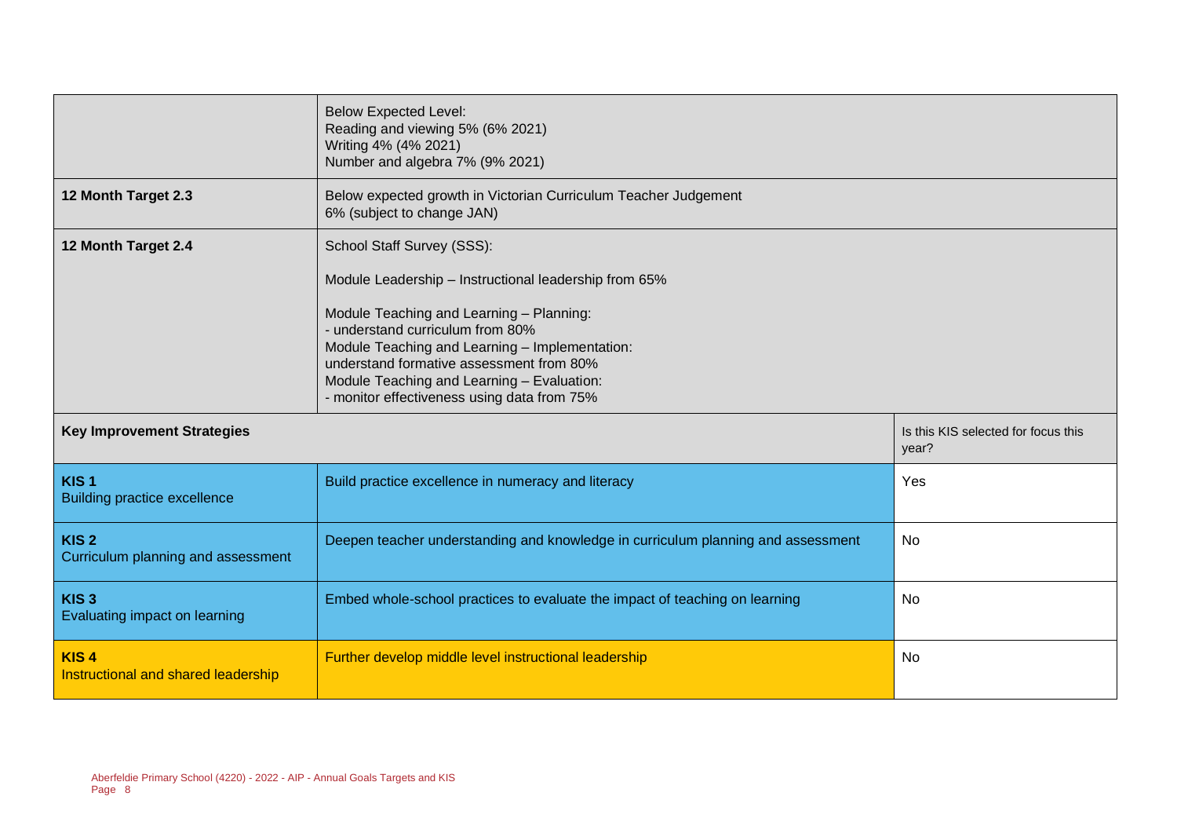| | | |
|---|---|---|
| | Below Expected Level:<br>Reading and viewing 5% (6% 2021)<br>Writing 4% (4% 2021)<br>Number and algebra 7% (9% 2021) | |
| **12 Month Target 2.3** | Below expected growth in Victorian Curriculum Teacher Judgement<br>6% (subject to change JAN) | |
| **12 Month Target 2.4** | School Staff Survey (SSS):<br><br>Module Leadership – Instructional leadership from 65%<br><br>Module Teaching and Learning – Planning:<br>- understand curriculum from 80%<br>Module Teaching and Learning – Implementation:<br>understand formative assessment from 80%<br>Module Teaching and Learning – Evaluation:<br>- monitor effectiveness using data from 75% | |
| **Key Improvement Strategies** | | Is this KIS selected for focus this year? |
| **KIS 1**<br>Building practice excellence | Build practice excellence in numeracy and literacy | Yes |
| **KIS 2**<br>Curriculum planning and assessment | Deepen teacher understanding and knowledge in curriculum planning and assessment | No |
| **KIS 3**<br>Evaluating impact on learning | Embed whole-school practices to evaluate the impact of teaching on learning | No |
| **KIS 4**<br>Instructional and shared leadership | Further develop middle level instructional leadership | No |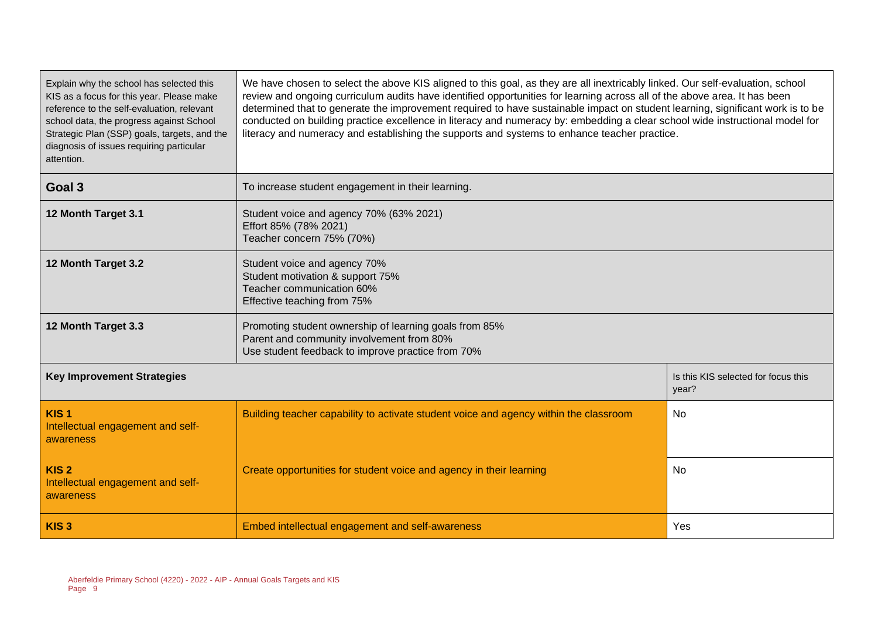| | | |
|---|---|---|
| Explain why the school has selected this KIS as a focus for this year. Please make reference to the self-evaluation, relevant school data, the progress against School Strategic Plan (SSP) goals, targets, and the diagnosis of issues requiring particular attention. | We have chosen to select the above KIS aligned to this goal, as they are all inextricably linked. Our self-evaluation, school review and ongoing curriculum audits have identified opportunities for learning across all of the above area. It has been determined that to generate the improvement required to have sustainable impact on student learning, significant work is to be conducted on building practice excellence in literacy and numeracy by: embedding a clear school wide instructional model for literacy and numeracy and establishing the supports and systems to enhance teacher practice. | |
| **Goal 3** | To increase student engagement in their learning. | |
| **12 Month Target 3.1** | Student voice and agency 70% (63% 2021)<br>Effort 85% (78% 2021)<br>Teacher concern 75% (70%) | |
| **12 Month Target 3.2** | Student voice and agency 70%<br>Student motivation & support 75%<br>Teacher communication 60%<br>Effective teaching from 75% | |
| **12 Month Target 3.3** | Promoting student ownership of learning goals from 85%<br>Parent and community involvement from 80%<br>Use student feedback to improve practice from 70% | |
| **Key Improvement Strategies** | | Is this KIS selected for focus this year? |
| **KIS 1**<br>Intellectual engagement and self-awareness | Building teacher capability to activate student voice and agency within the classroom | No |
| **KIS 2**<br>Intellectual engagement and self-awareness | Create opportunities for student voice and agency in their learning | No |
| **KIS 3** | Embed intellectual engagement and self-awareness | Yes |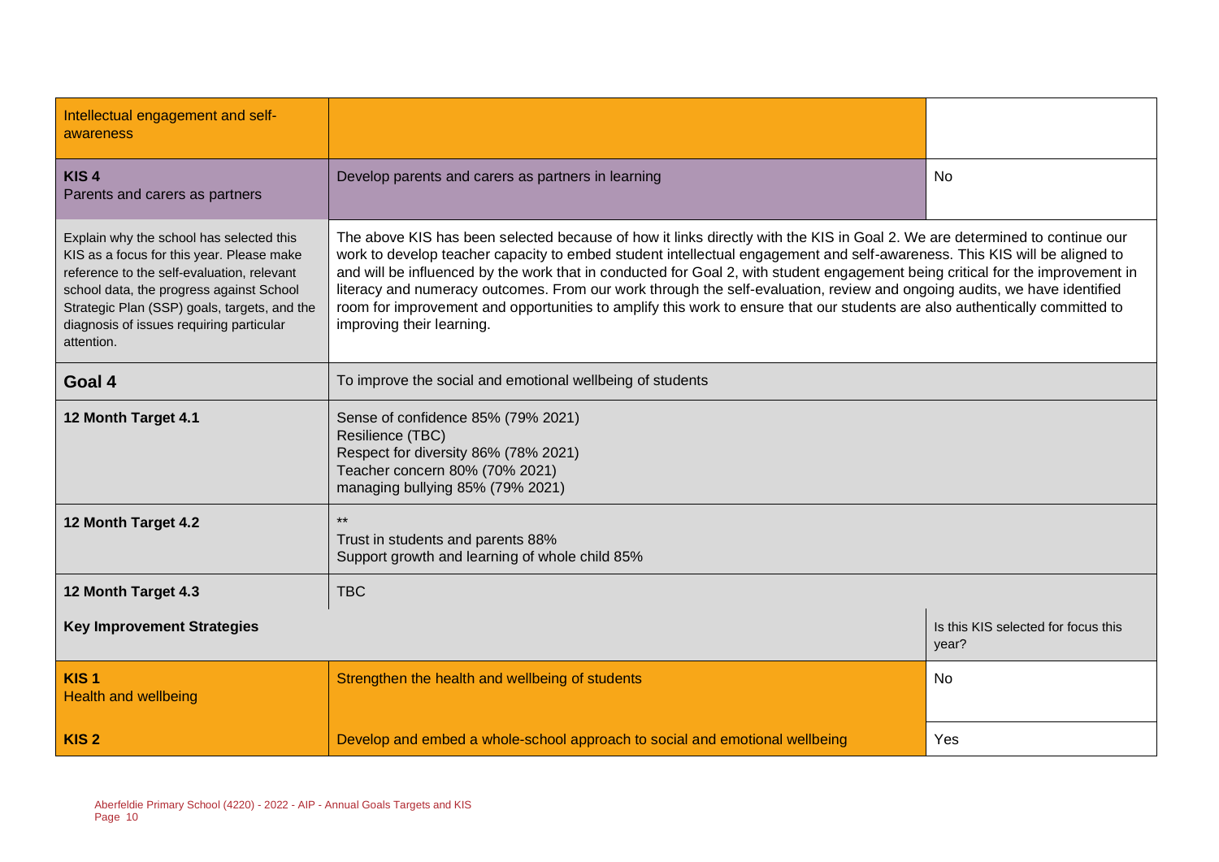| Intellectual engagement and self-awareness | | |
| --- | --- | --- |
| **KIS 4** Parents and carers as partners | Develop parents and carers as partners in learning | No |
| Explain why the school has selected this KIS as a focus for this year. Please make reference to the self-evaluation, relevant school data, the progress against School Strategic Plan (SSP) goals, targets, and the diagnosis of issues requiring particular attention. | The above KIS has been selected because of how it links directly with the KIS in Goal 2. We are determined to continue our work to develop teacher capacity to embed student intellectual engagement and self-awareness. This KIS will be aligned to and will be influenced by the work that in conducted for Goal 2, with student engagement being critical for the improvement in literacy and numeracy outcomes. From our work through the self-evaluation, review and ongoing audits, we have identified room for improvement and opportunities to amplify this work to ensure that our students are also authentically committed to improving their learning. | |
| **Goal 4** | To improve the social and emotional wellbeing of students | |
| **12 Month Target 4.1** | Sense of confidence 85% (79% 2021)<br>Resilience (TBC)<br>Respect for diversity 86% (78% 2021)<br>Teacher concern 80% (70% 2021)<br>managing bullying 85% (79% 2021) | |
| **12 Month Target 4.2** | **<br>Trust in students and parents 88%<br>Support growth and learning of whole child 85% | |
| **12 Month Target 4.3** | TBC | |
| **Key Improvement Strategies** | | Is this KIS selected for focus this year? |
| **KIS 1** Health and wellbeing | Strengthen the health and wellbeing of students | No |
| **KIS 2** | Develop and embed a whole-school approach to social and emotional wellbeing | Yes |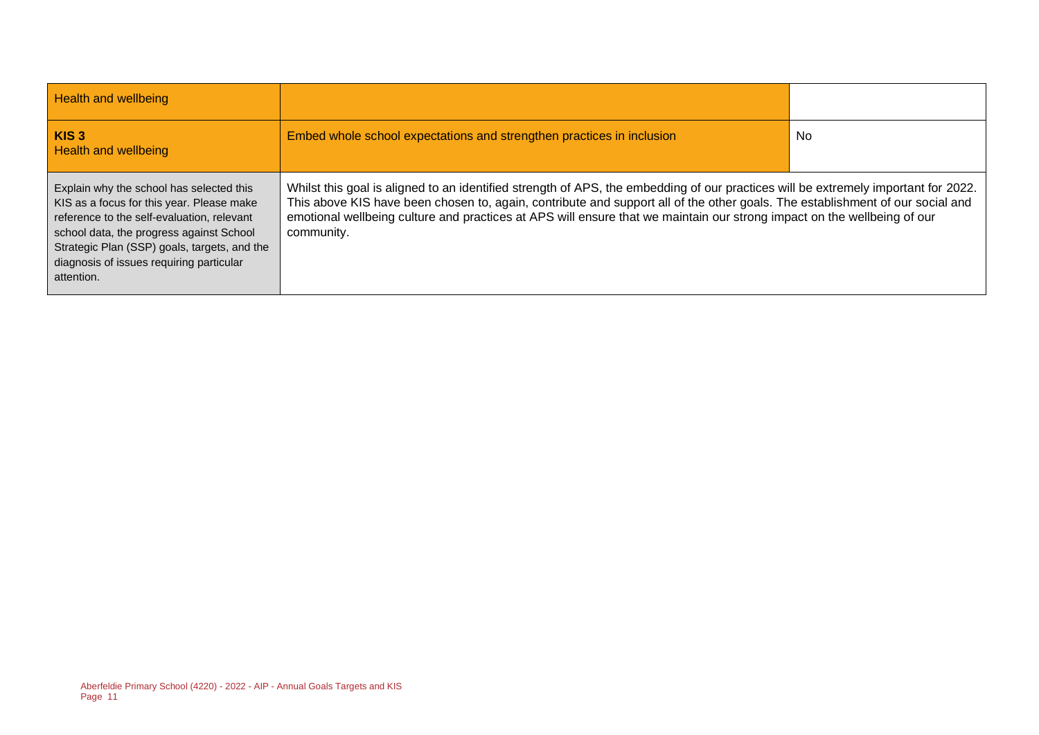| Health and wellbeing | | |
|---|---|---|
| **KIS 3** Health and wellbeing | Embed whole school expectations and strengthen practices in inclusion | No |
| Explain why the school has selected this KIS as a focus for this year. Please make reference to the self-evaluation, relevant school data, the progress against School Strategic Plan (SSP) goals, targets, and the diagnosis of issues requiring particular attention. | Whilst this goal is aligned to an identified strength of APS, the embedding of our practices will be extremely important for 2022. This above KIS have been chosen to, again, contribute and support all of the other goals. The establishment of our social and emotional wellbeing culture and practices at APS will ensure that we maintain our strong impact on the wellbeing of our community. | |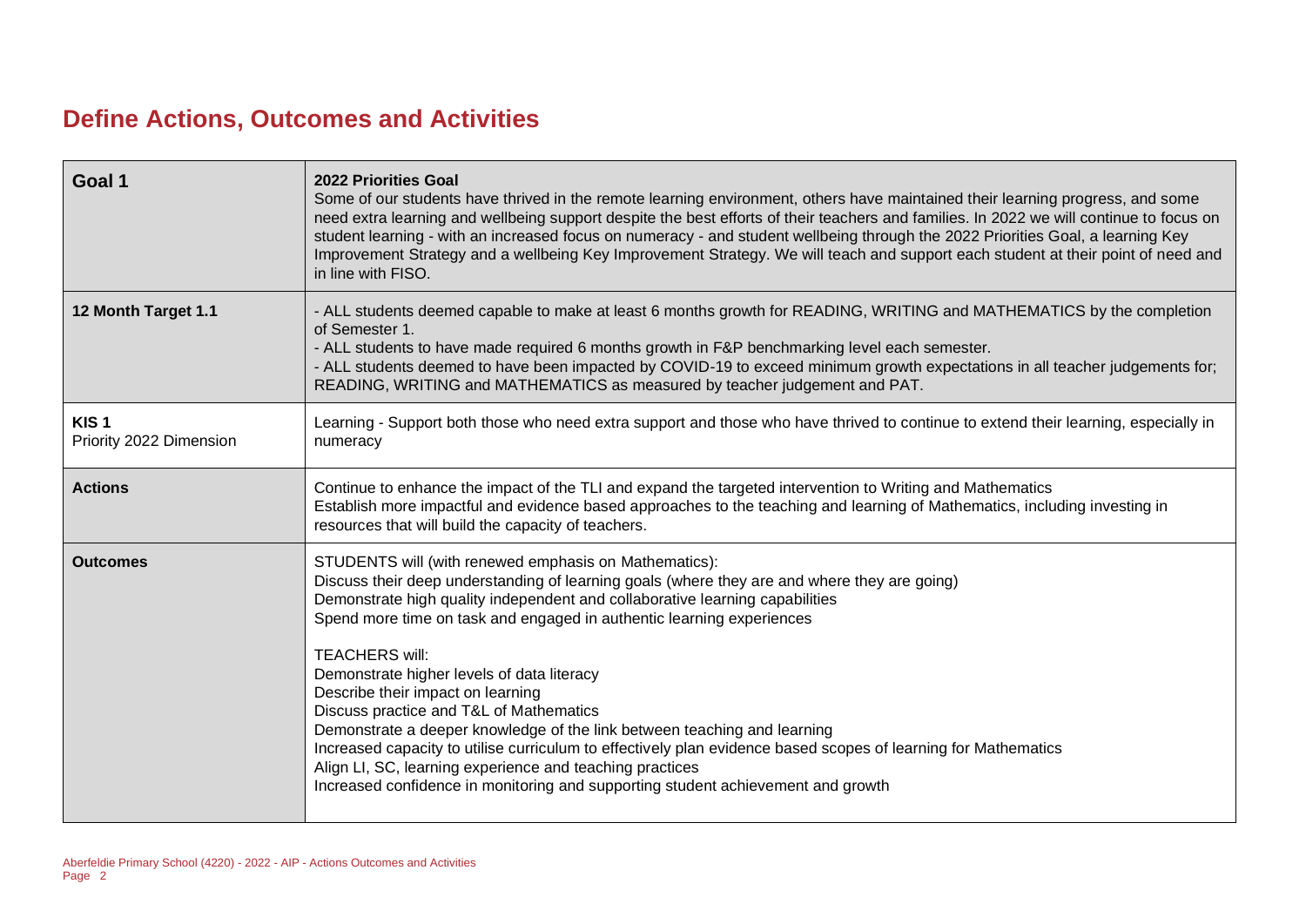## Define Actions, Outcomes and Activities

| Goal 1 | 2022 Priorities Goal<br>Some of our students have thrived in the remote learning environment, others have maintained their learning progress, and some need extra learning and wellbeing support despite the best efforts of their teachers and families. In 2022 we will continue to focus on student learning - with an increased focus on numeracy - and student wellbeing through the 2022 Priorities Goal, a learning Key Improvement Strategy and a wellbeing Key Improvement Strategy. We will teach and support each student at their point of need and in line with FISO. |
|---|---|
| **12 Month Target 1.1** | - ALL students deemed capable to make at least 6 months growth for READING, WRITING and MATHEMATICS by the completion of Semester 1.<br>- ALL students to have made required 6 months growth in F&P benchmarking level each semester.<br>- ALL students deemed to have been impacted by COVID-19 to exceed minimum growth expectations in all teacher judgements for; READING, WRITING and MATHEMATICS as measured by teacher judgement and PAT. |
| **KIS 1**<br>Priority 2022 Dimension | Learning - Support both those who need extra support and those who have thrived to continue to extend their learning, especially in numeracy |
| **Actions** | Continue to enhance the impact of the TLI and expand the targeted intervention to Writing and Mathematics<br>Establish more impactful and evidence based approaches to the teaching and learning of Mathematics, including investing in resources that will build the capacity of teachers. |
| **Outcomes** | STUDENTS will (with renewed emphasis on Mathematics):<br>Discuss their deep understanding of learning goals (where they are and where they are going)<br>Demonstrate high quality independent and collaborative learning capabilities<br>Spend more time on task and engaged in authentic learning experiences<br><br>TEACHERS will:<br>Demonstrate higher levels of data literacy<br>Describe their impact on learning<br>Discuss practice and T&L of Mathematics<br>Demonstrate a deeper knowledge of the link between teaching and learning<br>Increased capacity to utilise curriculum to effectively plan evidence based scopes of learning for Mathematics<br>Align LI, SC, learning experience and teaching practices<br>Increased confidence in monitoring and supporting student achievement and growth |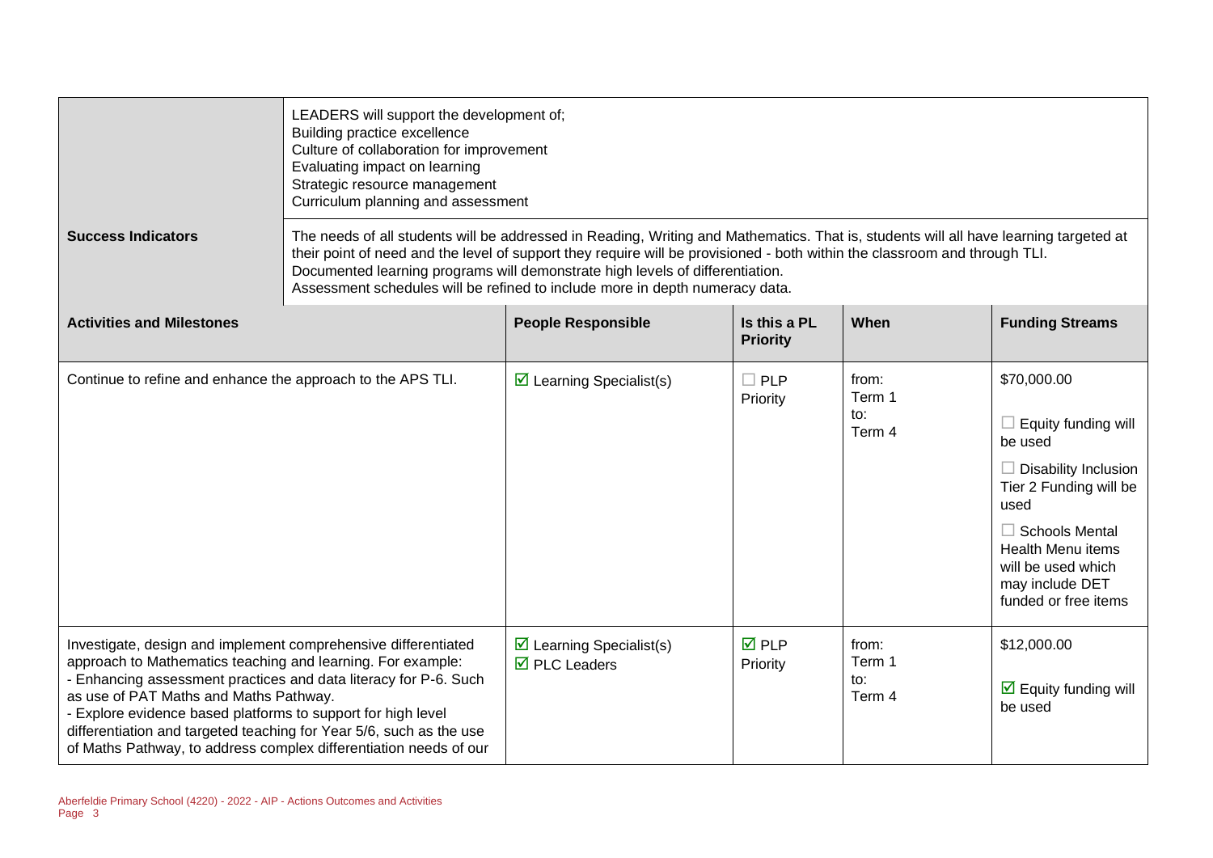| | | | | | |
|---|---|---|---|---|---|
| | LEADERS will support the development of;<br>Building practice excellence<br>Culture of collaboration for improvement<br>Evaluating impact on learning<br>Strategic resource management<br>Curriculum planning and assessment | | | | |
| **Success Indicators** | The needs of all students will be addressed in Reading, Writing and Mathematics. That is, students will all have learning targeted at their point of need and the level of support they require will be provisioned - both within the classroom and through TLI.<br>Documented learning programs will demonstrate high levels of differentiation.<br>Assessment schedules will be refined to include more in depth numeracy data. | | | | |

| **Activities and Milestones** | **People Responsible** | **Is this a PL Priority** | **When** | **Funding Streams** |
|---|---|---|---|---|
| Continue to refine and enhance the approach to the APS TLI. | ☑ Learning Specialist(s) | ☐ PLP Priority | from: Term 1<br>to: Term 4 | $70,000.00<br>☐ Equity funding will be used<br>☐ Disability Inclusion Tier 2 Funding will be used<br>☐ Schools Mental Health Menu items will be used which may include DET funded or free items |
| Investigate, design and implement comprehensive differentiated approach to Mathematics teaching and learning. For example:<br>- Enhancing assessment practices and data literacy for P-6. Such as use of PAT Maths and Maths Pathway.<br>- Explore evidence based platforms to support for high level differentiation and targeted teaching for Year 5/6, such as the use of Maths Pathway, to address complex differentiation needs of our | ☑ Learning Specialist(s)<br>☑ PLC Leaders | ☑ PLP Priority | from: Term 1<br>to: Term 4 | $12,000.00<br>☑ Equity funding will be used |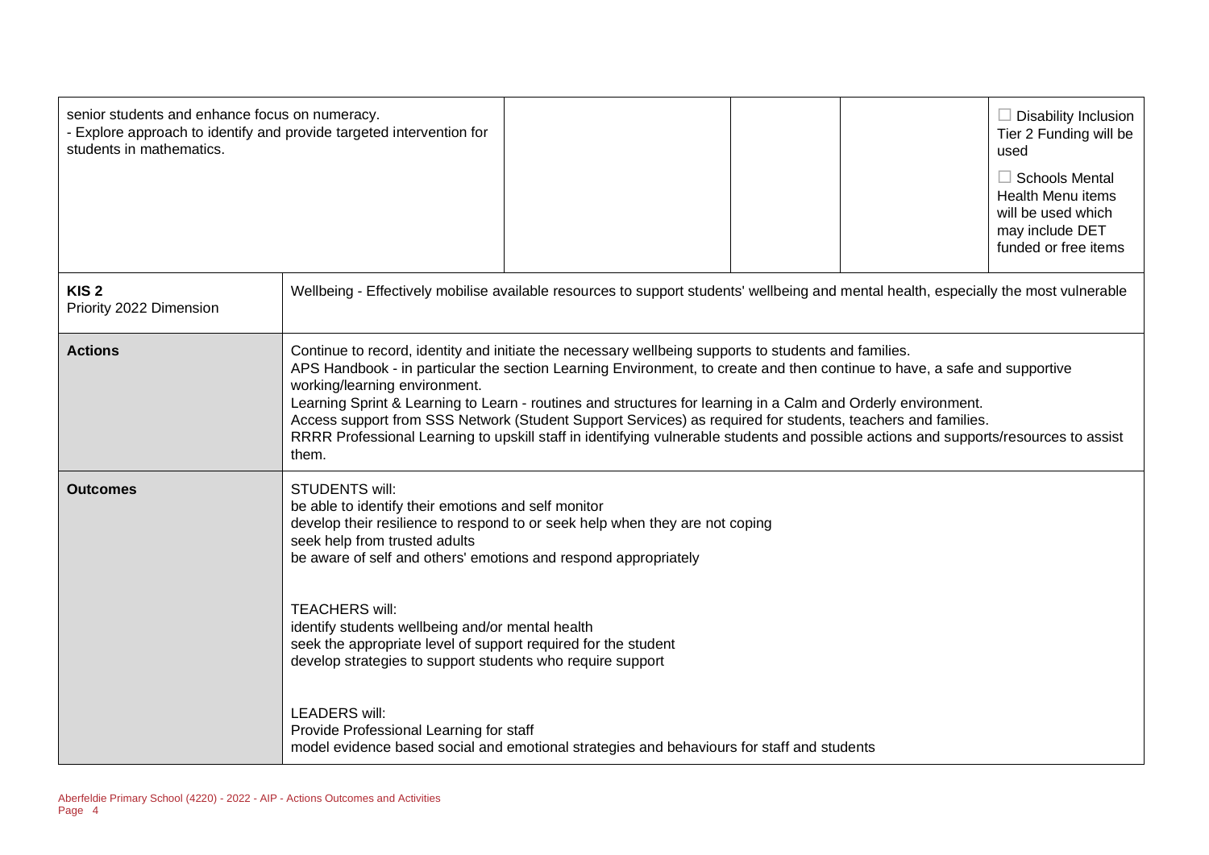| senior students and enhance focus on numeracy.<br>- Explore approach to identify and provide targeted intervention for students in mathematics. | | | | ☐ Disability Inclusion Tier 2 Funding will be used<br>☐ Schools Mental Health Menu items will be used which may include DET funded or free items |
|---|---|---|---|---|

| **KIS 2**<br>Priority 2022 Dimension | Wellbeing - Effectively mobilise available resources to support students' wellbeing and mental health, especially the most vulnerable |
|---|---|
| **Actions** | Continue to record, identity and initiate the necessary wellbeing supports to students and families.<br>APS Handbook - in particular the section Learning Environment, to create and then continue to have, a safe and supportive working/learning environment.<br>Learning Sprint & Learning to Learn - routines and structures for learning in a Calm and Orderly environment.<br>Access support from SSS Network (Student Support Services) as required for students, teachers and families.<br>RRRR Professional Learning to upskill staff in identifying vulnerable students and possible actions and supports/resources to assist them. |
| **Outcomes** | STUDENTS will:<br>be able to identify their emotions and self monitor<br>develop their resilience to respond to or seek help when they are not coping<br>seek help from trusted adults<br>be aware of self and others' emotions and respond appropriately<br><br>TEACHERS will:<br>identify students wellbeing and/or mental health<br>seek the appropriate level of support required for the student<br>develop strategies to support students who require support<br><br>LEADERS will:<br>Provide Professional Learning for staff<br>model evidence based social and emotional strategies and behaviours for staff and students |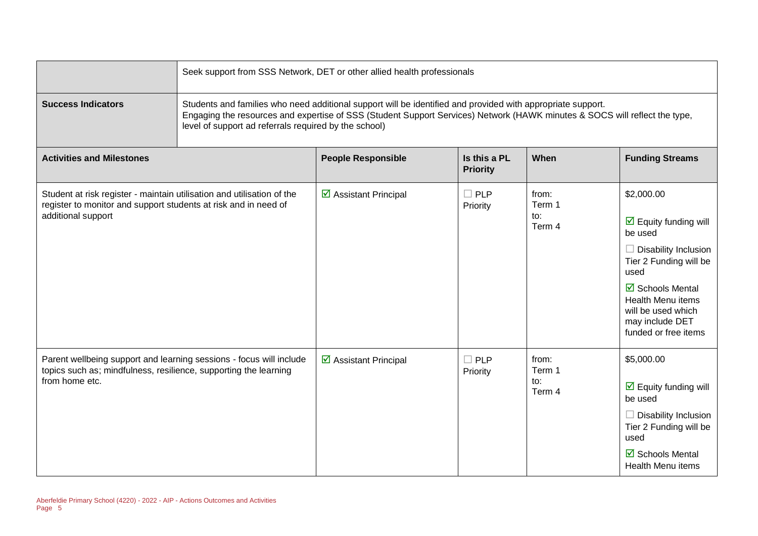| | Seek support from SSS Network, DET or other allied health professionals |
|---|---|
| **Success Indicators** | Students and families who need additional support will be identified and provided with appropriate support.<br>Engaging the resources and expertise of SSS (Student Support Services) Network (HAWK minutes & SOCS will reflect the type, level of support ad referrals required by the school) |

| **Activities and Milestones** | **People Responsible** | **Is this a PL Priority** | **When** | **Funding Streams** |
|---|---|---|---|---|
| Student at risk register - maintain utilisation and utilisation of the register to monitor and support students at risk and in need of additional support | ☑ Assistant Principal | ☐ PLP Priority | from: Term 1 to: Term 4 | $2,000.00<br>☑ Equity funding will be used<br>☐ Disability Inclusion Tier 2 Funding will be used<br>☑ Schools Mental Health Menu items will be used which may include DET funded or free items |
| Parent wellbeing support and learning sessions - focus will include topics such as; mindfulness, resilience, supporting the learning from home etc. | ☑ Assistant Principal | ☐ PLP Priority | from: Term 1 to: Term 4 | $5,000.00<br>☑ Equity funding will be used<br>☐ Disability Inclusion Tier 2 Funding will be used<br>☑ Schools Mental Health Menu items |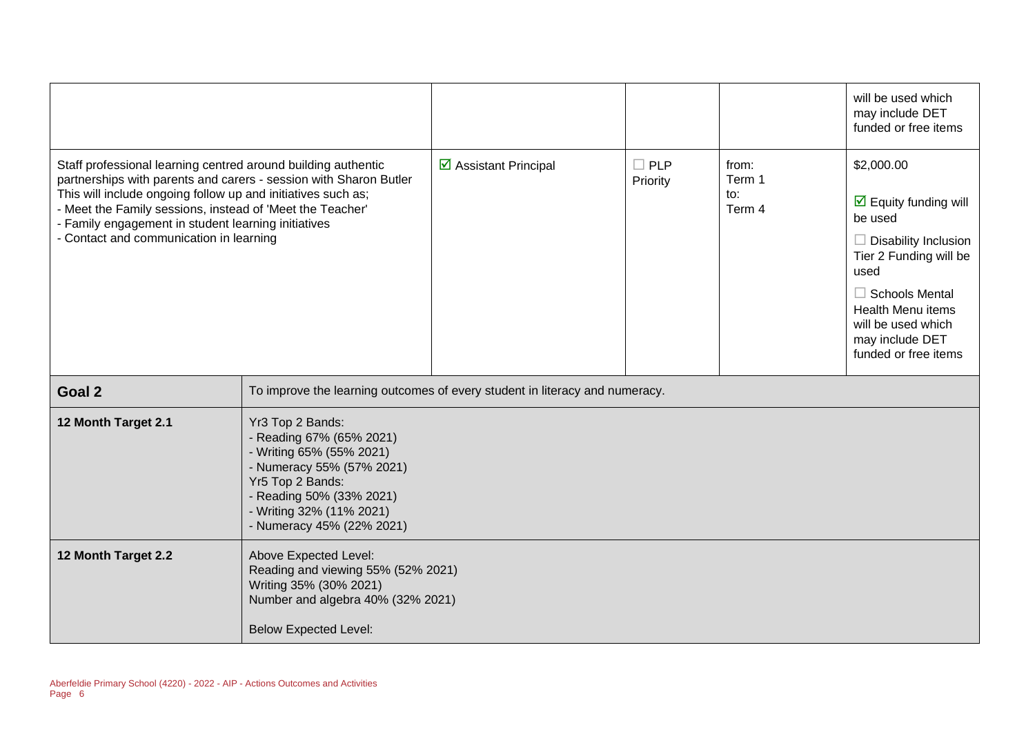| | | | | |
|---|---|---|---|---|
| | | | | will be used which may include DET funded or free items |
| Staff professional learning centred around building authentic partnerships with parents and carers - session with Sharon Butler<br>This will include ongoing follow up and initiatives such as;<br>- Meet the Family sessions, instead of 'Meet the Teacher'<br>- Family engagement in student learning initiatives<br>- Contact and communication in learning | ☑ Assistant Principal | ☐ PLP Priority | from:<br>Term 1<br>to:<br>Term 4 | $2,000.00<br><br>☑ Equity funding will be used<br><br>☐ Disability Inclusion Tier 2 Funding will be used<br><br>☐ Schools Mental Health Menu items will be used which may include DET funded or free items |

| | |
|---|---|
| **Goal 2** | To improve the learning outcomes of every student in literacy and numeracy. |
| **12 Month Target 2.1** | Yr3 Top 2 Bands:<br>- Reading 67% (65% 2021)<br>- Writing 65% (55% 2021)<br>- Numeracy 55% (57% 2021)<br>Yr5 Top 2 Bands:<br>- Reading 50% (33% 2021)<br>- Writing 32% (11% 2021)<br>- Numeracy 45% (22% 2021) |
| **12 Month Target 2.2** | Above Expected Level:<br>Reading and viewing 55% (52% 2021)<br>Writing 35% (30% 2021)<br>Number and algebra 40% (32% 2021)<br><br>Below Expected Level: |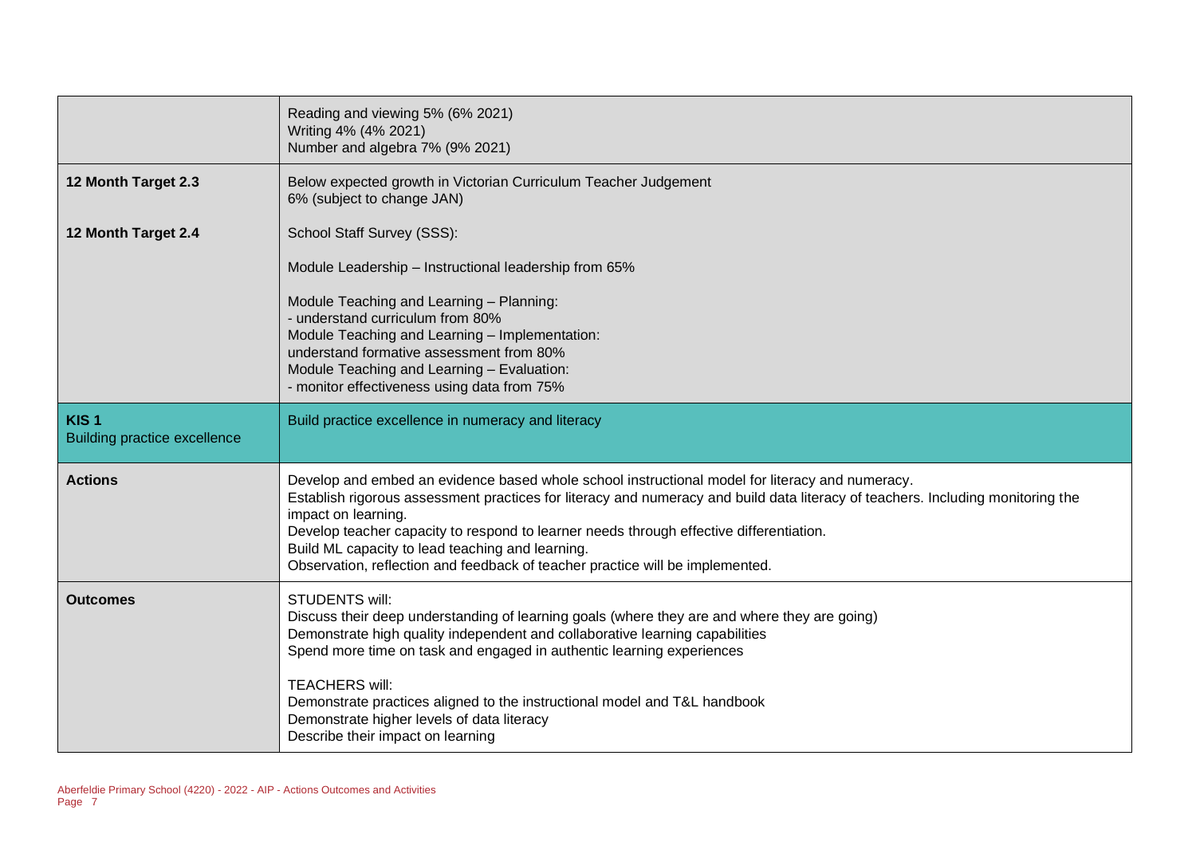| | |
|---|---|
| | Reading and viewing 5% (6% 2021)<br>Writing 4% (4% 2021)<br>Number and algebra 7% (9% 2021) |
| **12 Month Target 2.3** | Below expected growth in Victorian Curriculum Teacher Judgement<br>6% (subject to change JAN) |
| **12 Month Target 2.4** | School Staff Survey (SSS):<br><br>Module Leadership – Instructional leadership from 65%<br><br>Module Teaching and Learning – Planning:<br>- understand curriculum from 80%<br>Module Teaching and Learning – Implementation:<br>understand formative assessment from 80%<br>Module Teaching and Learning – Evaluation:<br>- monitor effectiveness using data from 75% |
| **KIS 1**<br>Building practice excellence | Build practice excellence in numeracy and literacy |
| **Actions** | Develop and embed an evidence based whole school instructional model for literacy and numeracy.<br>Establish rigorous assessment practices for literacy and numeracy and build data literacy of teachers. Including monitoring the impact on learning.<br>Develop teacher capacity to respond to learner needs through effective differentiation.<br>Build ML capacity to lead teaching and learning.<br>Observation, reflection and feedback of teacher practice will be implemented. |
| **Outcomes** | STUDENTS will:<br>Discuss their deep understanding of learning goals (where they are and where they are going)<br>Demonstrate high quality independent and collaborative learning capabilities<br>Spend more time on task and engaged in authentic learning experiences<br><br>TEACHERS will:<br>Demonstrate practices aligned to the instructional model and T&L handbook<br>Demonstrate higher levels of data literacy<br>Describe their impact on learning |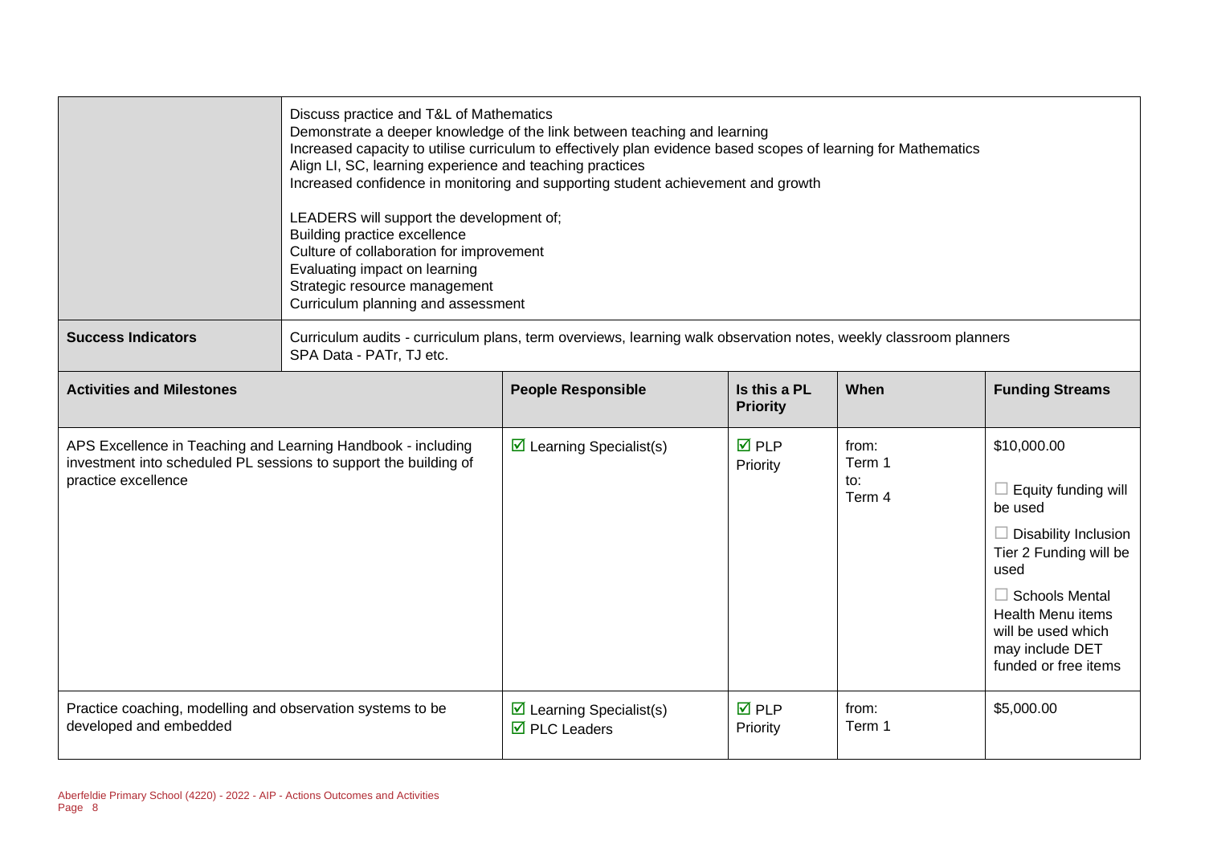| | | | | | |
|---|---|---|---|---|---|
| | Discuss practice and T&L of Mathematics<br>Demonstrate a deeper knowledge of the link between teaching and learning<br>Increased capacity to utilise curriculum to effectively plan evidence based scopes of learning for Mathematics<br>Align LI, SC, learning experience and teaching practices<br>Increased confidence in monitoring and supporting student achievement and growth<br><br>LEADERS will support the development of;<br>Building practice excellence<br>Culture of collaboration for improvement<br>Evaluating impact on learning<br>Strategic resource management<br>Curriculum planning and assessment | | | | |
| **Success Indicators** | Curriculum audits - curriculum plans, term overviews, learning walk observation notes, weekly classroom planners<br>SPA Data - PATr, TJ etc. | | | | |

| Activities and Milestones | People Responsible | Is this a PL Priority | When | Funding Streams |
|---|---|---|---|---|
| APS Excellence in Teaching and Learning Handbook - including investment into scheduled PL sessions to support the building of practice excellence | ☑ Learning Specialist(s) | ☑ PLP Priority | from: Term 1 to: Term 4 | $10,000.00<br>☐ Equity funding will be used<br>☐ Disability Inclusion Tier 2 Funding will be used<br>☐ Schools Mental Health Menu items will be used which may include DET funded or free items |
| Practice coaching, modelling and observation systems to be developed and embedded | ☑ Learning Specialist(s)<br>☑ PLC Leaders | ☑ PLP Priority | from: Term 1 | $5,000.00 |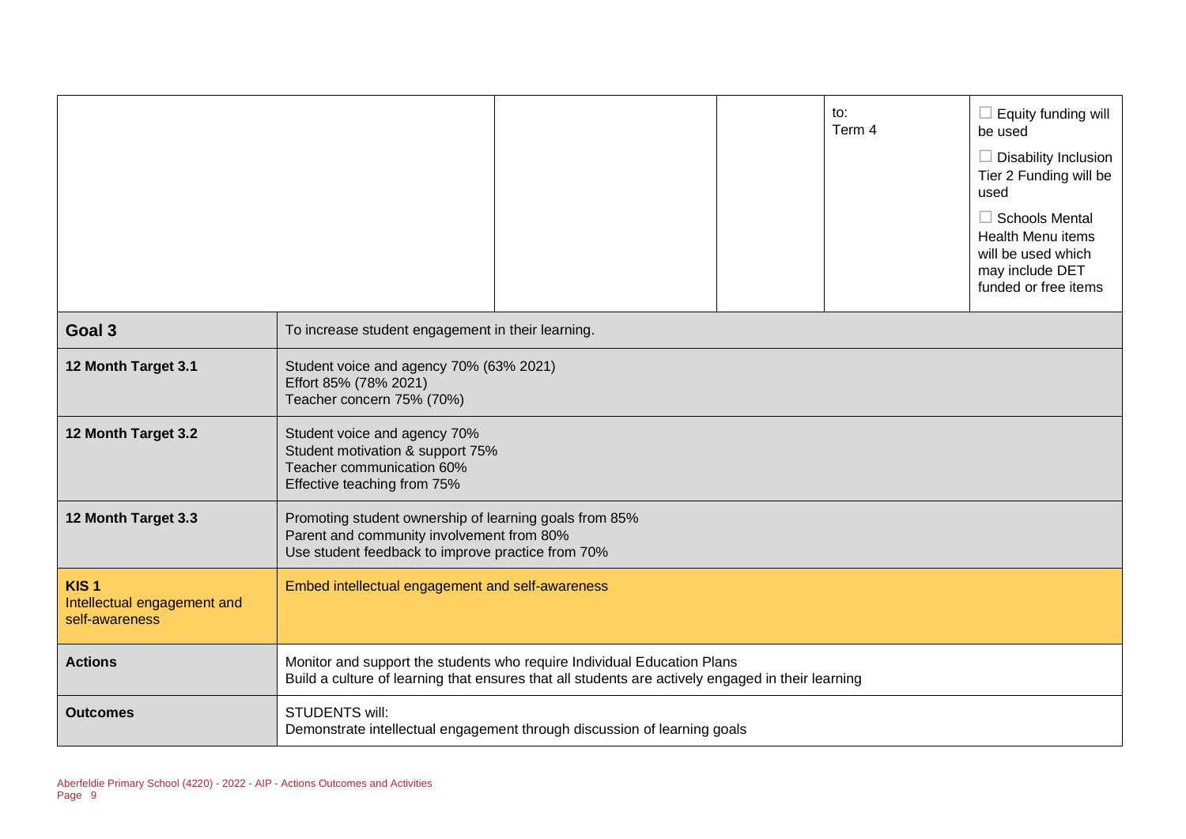| | | | | | |
|---|---|---|---|---|---|
| | | | | to:<br>Term 4 | ☐ Equity funding will be used<br>☐ Disability Inclusion Tier 2 Funding will be used<br>☐ Schools Mental Health Menu items will be used which may include DET funded or free items |

| | |
|---|---|
| **Goal 3** | To increase student engagement in their learning. |
| **12 Month Target 3.1** | Student voice and agency 70% (63% 2021)<br>Effort 85% (78% 2021)<br>Teacher concern 75% (70%) |
| **12 Month Target 3.2** | Student voice and agency 70%<br>Student motivation & support 75%<br>Teacher communication 60%<br>Effective teaching from 75% |
| **12 Month Target 3.3** | Promoting student ownership of learning goals from 85%<br>Parent and community involvement from 80%<br>Use student feedback to improve practice from 70% |
| **KIS 1**<br>Intellectual engagement and self-awareness | Embed intellectual engagement and self-awareness |
| **Actions** | Monitor and support the students who require Individual Education Plans<br>Build a culture of learning that ensures that all students are actively engaged in their learning |
| **Outcomes** | STUDENTS will:<br>Demonstrate intellectual engagement through discussion of learning goals |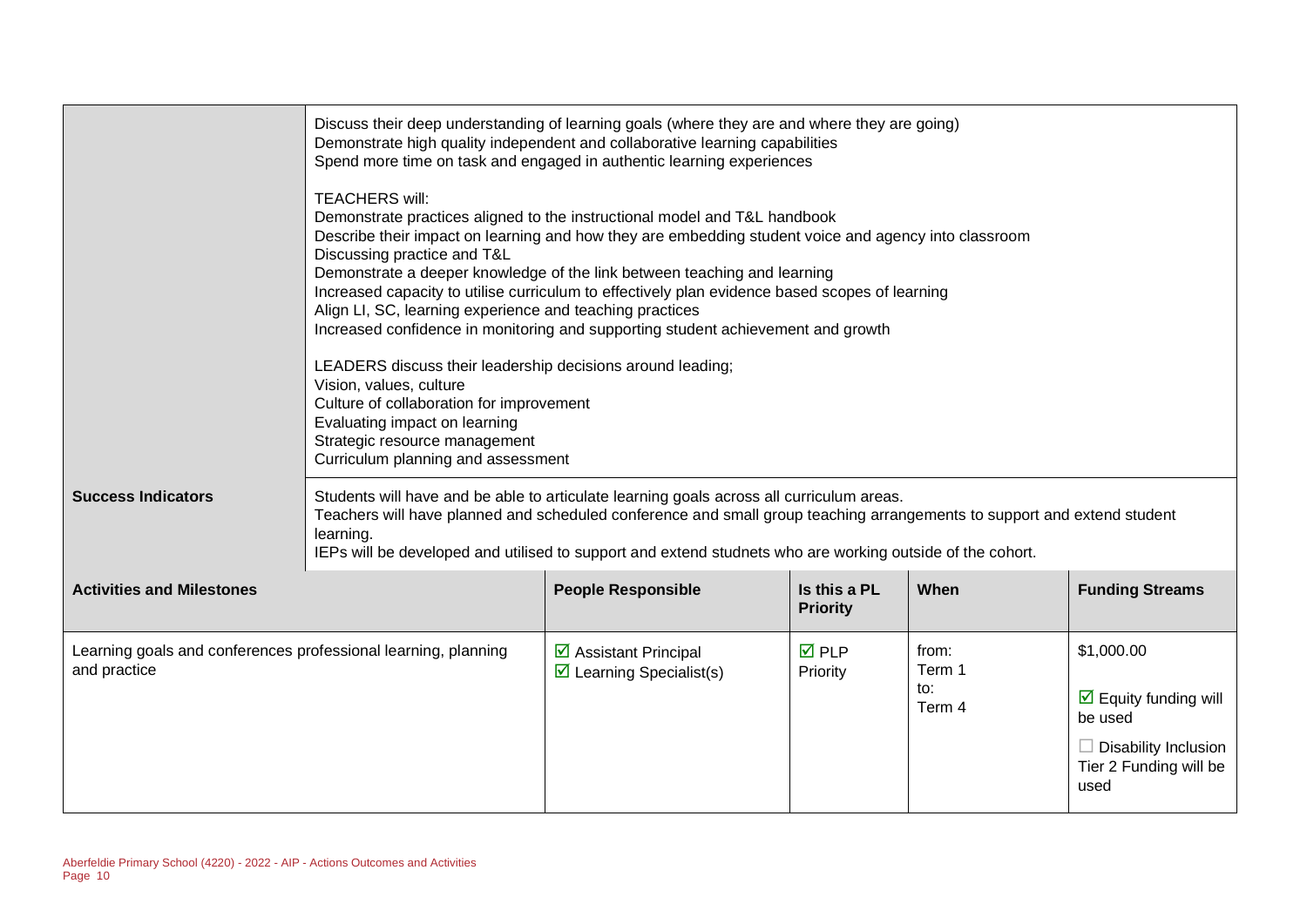| | | | | |
|---|---|---|---|---|
| | Discuss their deep understanding of learning goals (where they are and where they are going)<br>Demonstrate high quality independent and collaborative learning capabilities<br>Spend more time on task and engaged in authentic learning experiences<br><br>TEACHERS will:<br>Demonstrate practices aligned to the instructional model and T&L handbook<br>Describe their impact on learning and how they are embedding student voice and agency into classroom<br>Discussing practice and T&L<br>Demonstrate a deeper knowledge of the link between teaching and learning<br>Increased capacity to utilise curriculum to effectively plan evidence based scopes of learning<br>Align LI, SC, learning experience and teaching practices<br>Increased confidence in monitoring and supporting student achievement and growth<br><br>LEADERS discuss their leadership decisions around leading;<br>Vision, values, culture<br>Culture of collaboration for improvement<br>Evaluating impact on learning<br>Strategic resource management<br>Curriculum planning and assessment | | | | |
| **Success Indicators** | Students will have and be able to articulate learning goals across all curriculum areas.<br>Teachers will have planned and scheduled conference and small group teaching arrangements to support and extend student learning.<br>IEPs will be developed and utilised to support and extend studnets who are working outside of the cohort. | | | | |

| **Activities and Milestones** | **People Responsible** | **Is this a PL Priority** | **When** | **Funding Streams** |
|---|---|---|---|---|
| Learning goals and conferences professional learning, planning and practice | ☑ Assistant Principal<br>☑ Learning Specialist(s) | ☑ PLP Priority | from:<br>Term 1<br>to:<br>Term 4 | $1,000.00<br><br>☑ Equity funding will be used<br><br>☐ Disability Inclusion Tier 2 Funding will be used |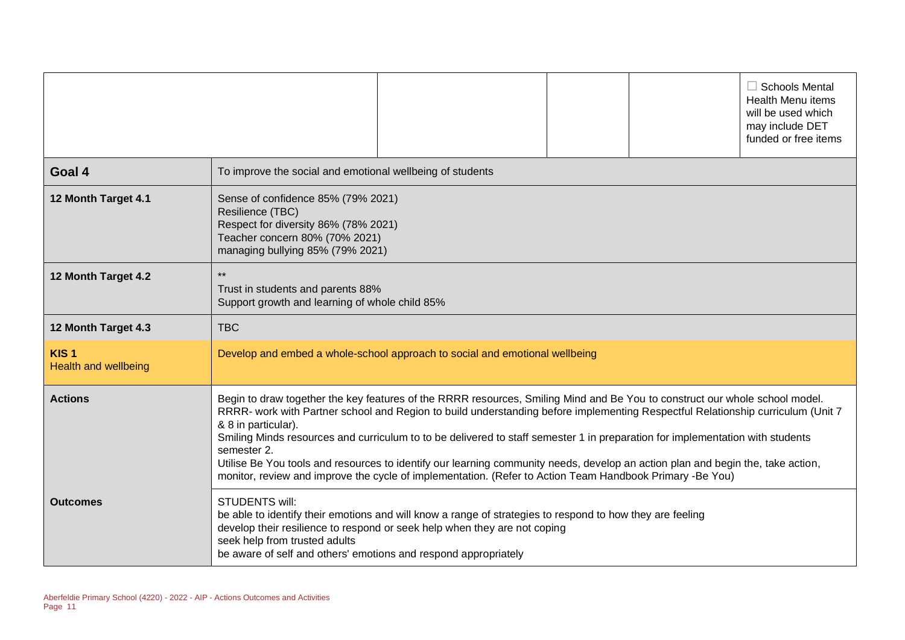|  |  |  |  |  |  |
|---|---|---|---|---|---|
|  |  |  |  |  | ☐ Schools Mental Health Menu items will be used which may include DET funded or free items |

| | |
|---|---|
| **Goal 4** | To improve the social and emotional wellbeing of students |
| **12 Month Target 4.1** | Sense of confidence 85% (79% 2021)<br>Resilience (TBC)<br>Respect for diversity 86% (78% 2021)<br>Teacher concern 80% (70% 2021)<br>managing bullying 85% (79% 2021) |
| **12 Month Target 4.2** | **<br>Trust in students and parents 88%<br>Support growth and learning of whole child 85% |
| **12 Month Target 4.3** | TBC |
| **KIS 1**<br>Health and wellbeing | Develop and embed a whole-school approach to social and emotional wellbeing |
| **Actions** | Begin to draw together the key features of the RRRR resources, Smiling Mind and Be You to construct our whole school model.<br>RRRR- work with Partner school and Region to build understanding before implementing Respectful Relationship curriculum (Unit 7 & 8 in particular).<br>Smiling Minds resources and curriculum to to be delivered to staff semester 1 in preparation for implementation with students semester 2.<br>Utilise Be You tools and resources to identify our learning community needs, develop an action plan and begin the, take action, monitor, review and improve the cycle of implementation. (Refer to Action Team Handbook Primary -Be You) |
| **Outcomes** | STUDENTS will:<br>be able to identify their emotions and will know a range of strategies to respond to how they are feeling<br>develop their resilience to respond or seek help when they are not coping<br>seek help from trusted adults<br>be aware of self and others' emotions and respond appropriately |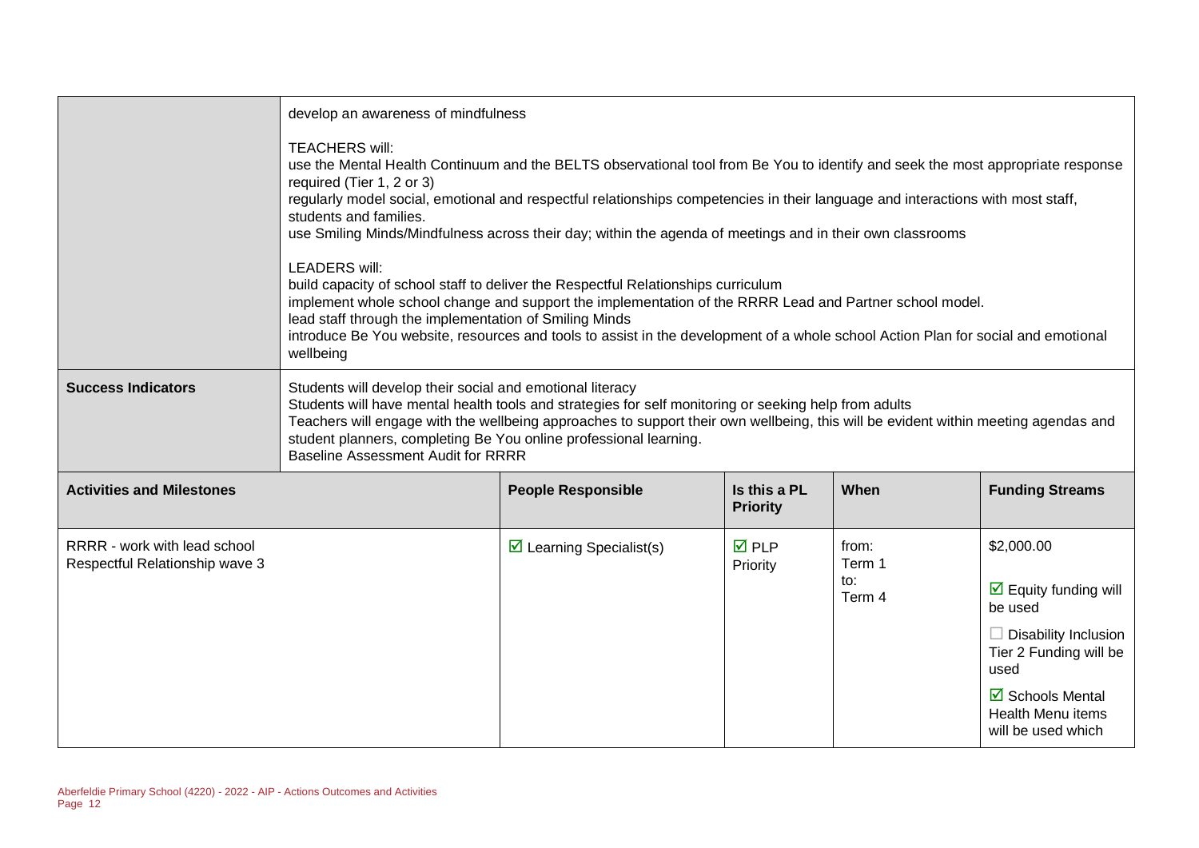| | | | | | |
|---|---|---|---|---|---|
| | develop an awareness of mindfulness<br><br>TEACHERS will:<br>use the Mental Health Continuum and the BELTS observational tool from Be You to identify and seek the most appropriate response required (Tier 1, 2 or 3)<br>regularly model social, emotional and respectful relationships competencies in their language and interactions with most staff, students and families.<br>use Smiling Minds/Mindfulness across their day; within the agenda of meetings and in their own classrooms<br><br>LEADERS will:<br>build capacity of school staff to deliver the Respectful Relationships curriculum<br>implement whole school change and support the implementation of the RRRR Lead and Partner school model.<br>lead staff through the implementation of Smiling Minds<br>introduce Be You website, resources and tools to assist in the development of a whole school Action Plan for social and emotional wellbeing | | | | |
| **Success Indicators** | Students will develop their social and emotional literacy<br>Students will have mental health tools and strategies for self monitoring or seeking help from adults<br>Teachers will engage with the wellbeing approaches to support their own wellbeing, this will be evident within meeting agendas and student planners, completing Be You online professional learning.<br>Baseline Assessment Audit for RRRR | | | | |
| **Activities and Milestones** | | **People Responsible** | **Is this a PL Priority** | **When** | **Funding Streams** |
| RRRR - work with lead school<br>Respectful Relationship wave 3 | | ☑ Learning Specialist(s) | ☑ PLP Priority | from:<br>Term 1<br>to:<br>Term 4 | $2,000.00<br><br>☑ Equity funding will be used<br><br>☐ Disability Inclusion Tier 2 Funding will be used<br><br>☑ Schools Mental Health Menu items will be used which |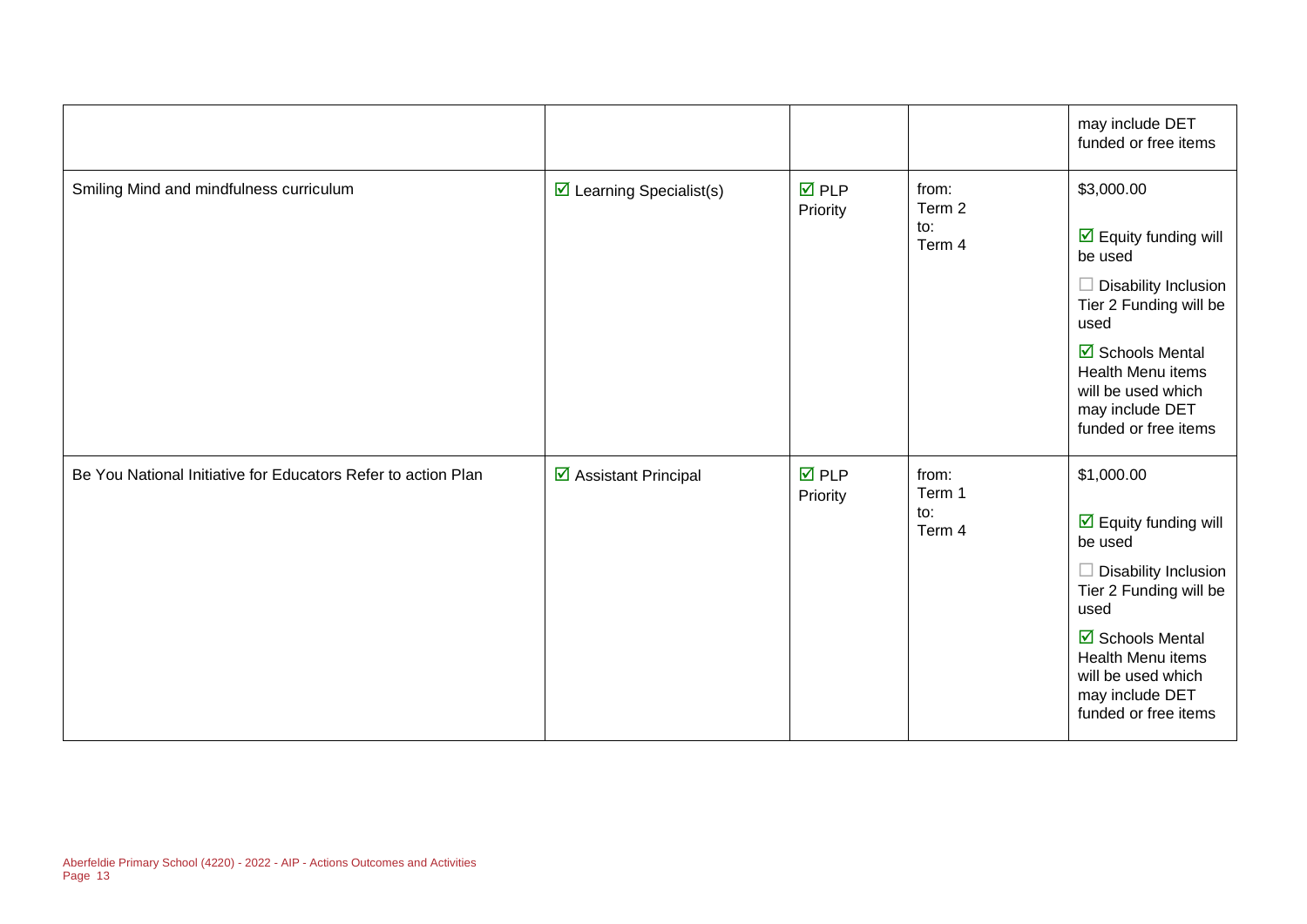|  |  |  |  | may include DET funded or free items |
|---|---|---|---|---|
| Smiling Mind and mindfulness curriculum | ☑ Learning Specialist(s) | ☑ PLP Priority | from: Term 2 to: Term 4 | $3,000.00 ☑ Equity funding will be used ☐ Disability Inclusion Tier 2 Funding will be used ☑ Schools Mental Health Menu items will be used which may include DET funded or free items |
| Be You National Initiative for Educators Refer to action Plan | ☑ Assistant Principal | ☑ PLP Priority | from: Term 1 to: Term 4 | $1,000.00 ☑ Equity funding will be used ☐ Disability Inclusion Tier 2 Funding will be used ☑ Schools Mental Health Menu items will be used which may include DET funded or free items |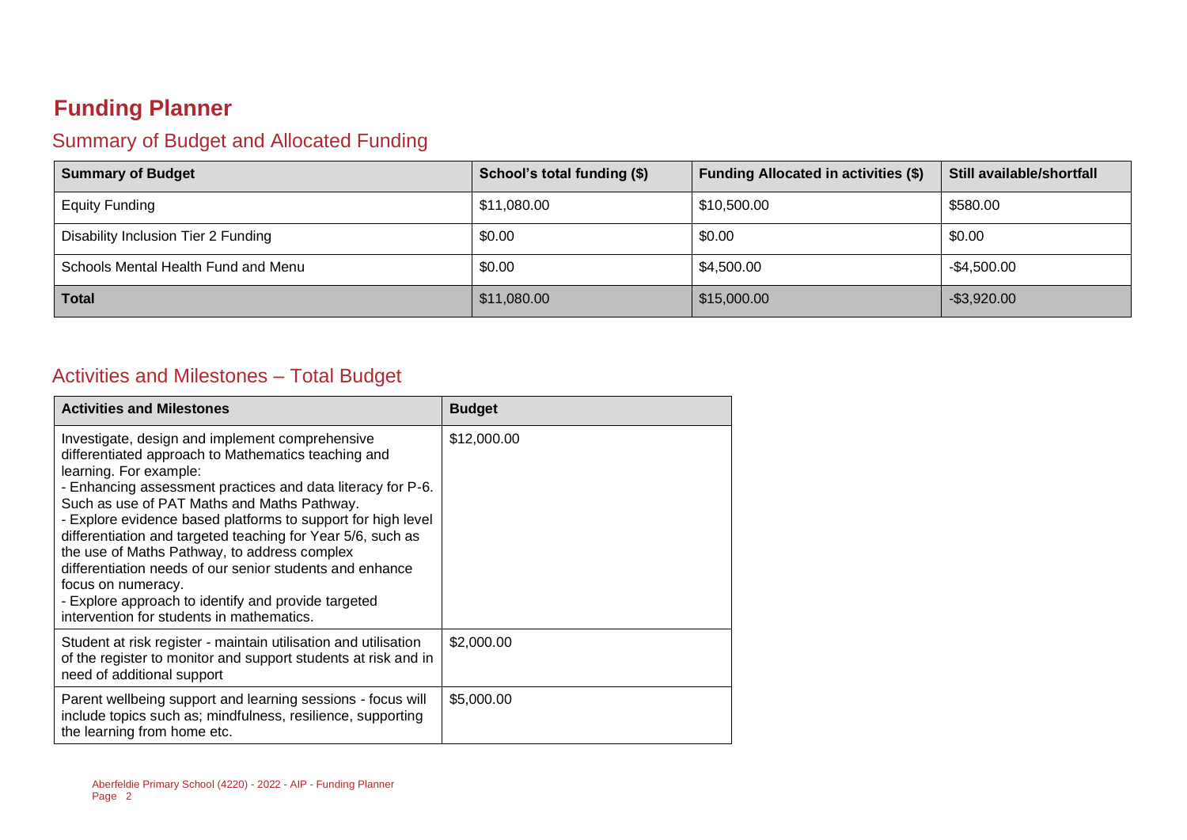# Funding Planner

## Summary of Budget and Allocated Funding

| Summary of Budget | School's total funding ($) | Funding Allocated in activities ($) | Still available/shortfall |
|---|---|---|---|
| Equity Funding | $11,080.00 | $10,500.00 | $580.00 |
| Disability Inclusion Tier 2 Funding | $0.00 | $0.00 | $0.00 |
| Schools Mental Health Fund and Menu | $0.00 | $4,500.00 | -$4,500.00 |
| **Total** | $11,080.00 | $15,000.00 | -$3,920.00 |

## Activities and Milestones – Total Budget

| Activities and Milestones | Budget |
|---|---|
| Investigate, design and implement comprehensive differentiated approach to Mathematics teaching and learning. For example:<br>- Enhancing assessment practices and data literacy for P-6. Such as use of PAT Maths and Maths Pathway.<br>- Explore evidence based platforms to support for high level differentiation and targeted teaching for Year 5/6, such as the use of Maths Pathway, to address complex differentiation needs of our senior students and enhance focus on numeracy.<br>- Explore approach to identify and provide targeted intervention for students in mathematics. | $12,000.00 |
| Student at risk register - maintain utilisation and utilisation of the register to monitor and support students at risk and in need of additional support | $2,000.00 |
| Parent wellbeing support and learning sessions - focus will include topics such as; mindfulness, resilience, supporting the learning from home etc. | $5,000.00 |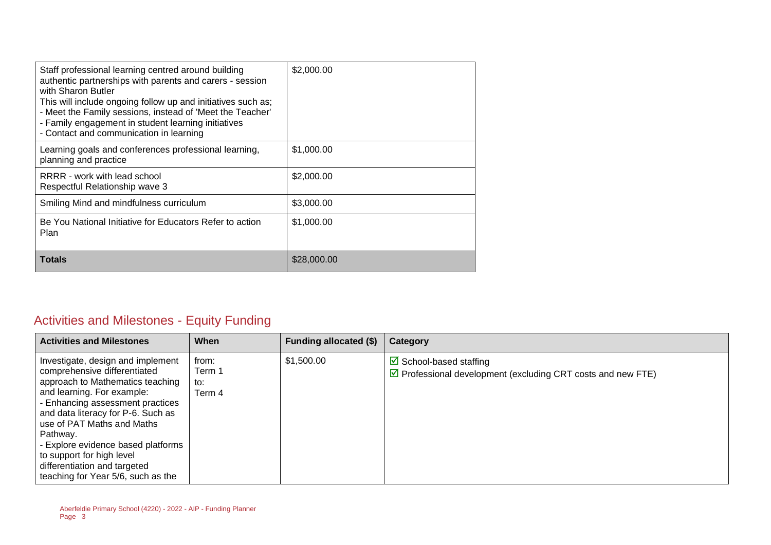| | |
|---|---|
| Staff professional learning centred around building authentic partnerships with parents and carers - session with Sharon Butler<br>This will include ongoing follow up and initiatives such as;<br>- Meet the Family sessions, instead of 'Meet the Teacher'<br>- Family engagement in student learning initiatives<br>- Contact and communication in learning | $2,000.00 |
| Learning goals and conferences professional learning, planning and practice | $1,000.00 |
| RRRR - work with lead school<br>Respectful Relationship wave 3 | $2,000.00 |
| Smiling Mind and mindfulness curriculum | $3,000.00 |
| Be You National Initiative for Educators Refer to action Plan | $1,000.00 |
| **Totals** | $28,000.00 |

## Activities and Milestones - Equity Funding

| Activities and Milestones | When | Funding allocated ($) | Category |
|---|---|---|---|
| Investigate, design and implement comprehensive differentiated approach to Mathematics teaching and learning. For example:<br>- Enhancing assessment practices and data literacy for P-6. Such as use of PAT Maths and Maths Pathway.<br>- Explore evidence based platforms to support for high level differentiation and targeted teaching for Year 5/6, such as the | from:<br>Term 1<br>to:<br>Term 4 | $1,500.00 | ☑ School-based staffing<br>☑ Professional development (excluding CRT costs and new FTE) |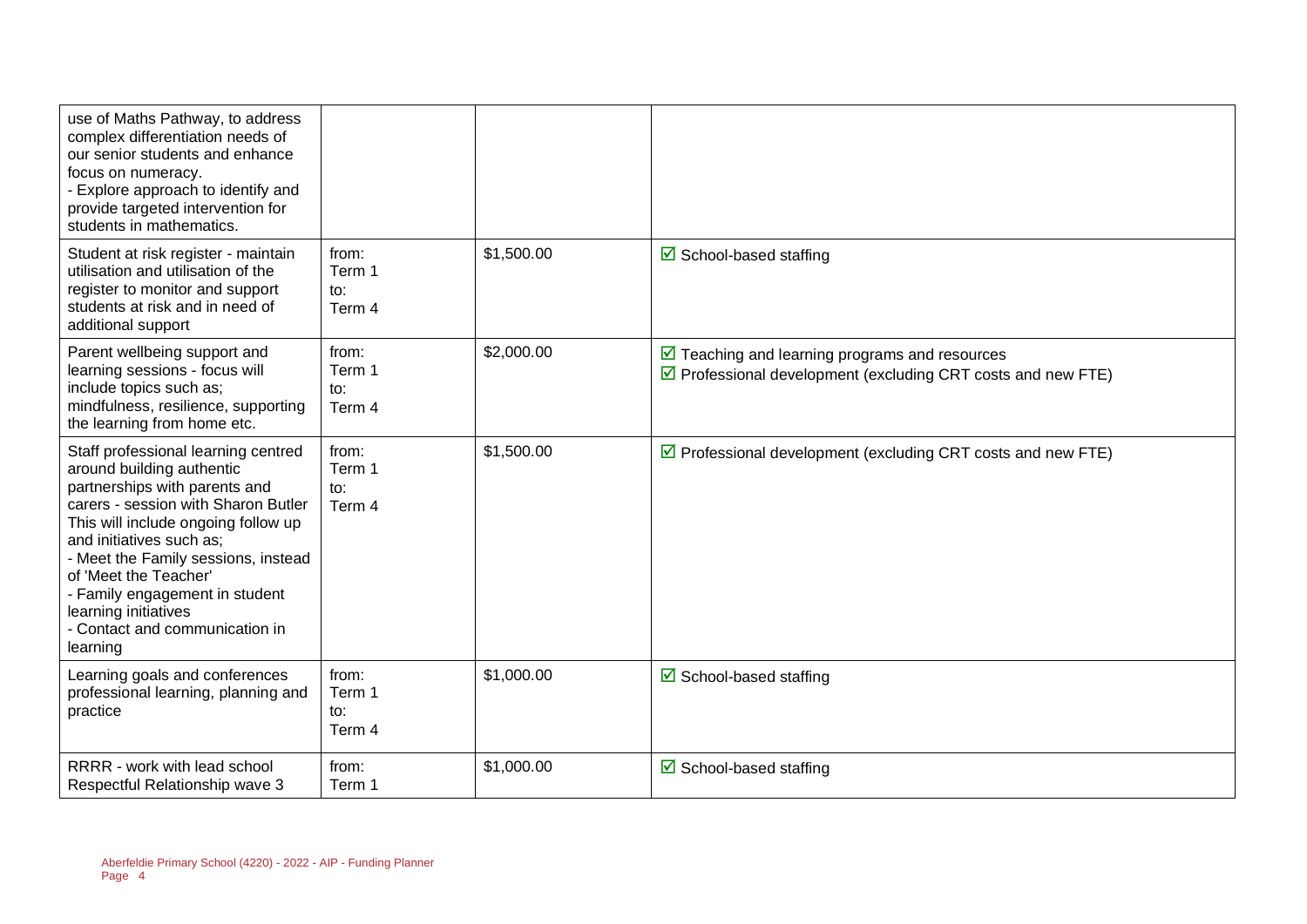| | | | |
|---|---|---|---|
| use of Maths Pathway, to address complex differentiation needs of our senior students and enhance focus on numeracy.<br>- Explore approach to identify and provide targeted intervention for students in mathematics. | | | |
| Student at risk register - maintain utilisation and utilisation of the register to monitor and support students at risk and in need of additional support | from:<br>Term 1<br>to:<br>Term 4 | $1,500.00 | ☑ School-based staffing |
| Parent wellbeing support and learning sessions - focus will include topics such as; mindfulness, resilience, supporting the learning from home etc. | from:<br>Term 1<br>to:<br>Term 4 | $2,000.00 | ☑ Teaching and learning programs and resources<br>☑ Professional development (excluding CRT costs and new FTE) |
| Staff professional learning centred around building authentic partnerships with parents and carers - session with Sharon Butler This will include ongoing follow up and initiatives such as;<br>- Meet the Family sessions, instead of 'Meet the Teacher'<br>- Family engagement in student learning initiatives<br>- Contact and communication in learning | from:<br>Term 1<br>to:<br>Term 4 | $1,500.00 | ☑ Professional development (excluding CRT costs and new FTE) |
| Learning goals and conferences professional learning, planning and practice | from:<br>Term 1<br>to:<br>Term 4 | $1,000.00 | ☑ School-based staffing |
| RRRR - work with lead school Respectful Relationship wave 3 | from:<br>Term 1 | $1,000.00 | ☑ School-based staffing |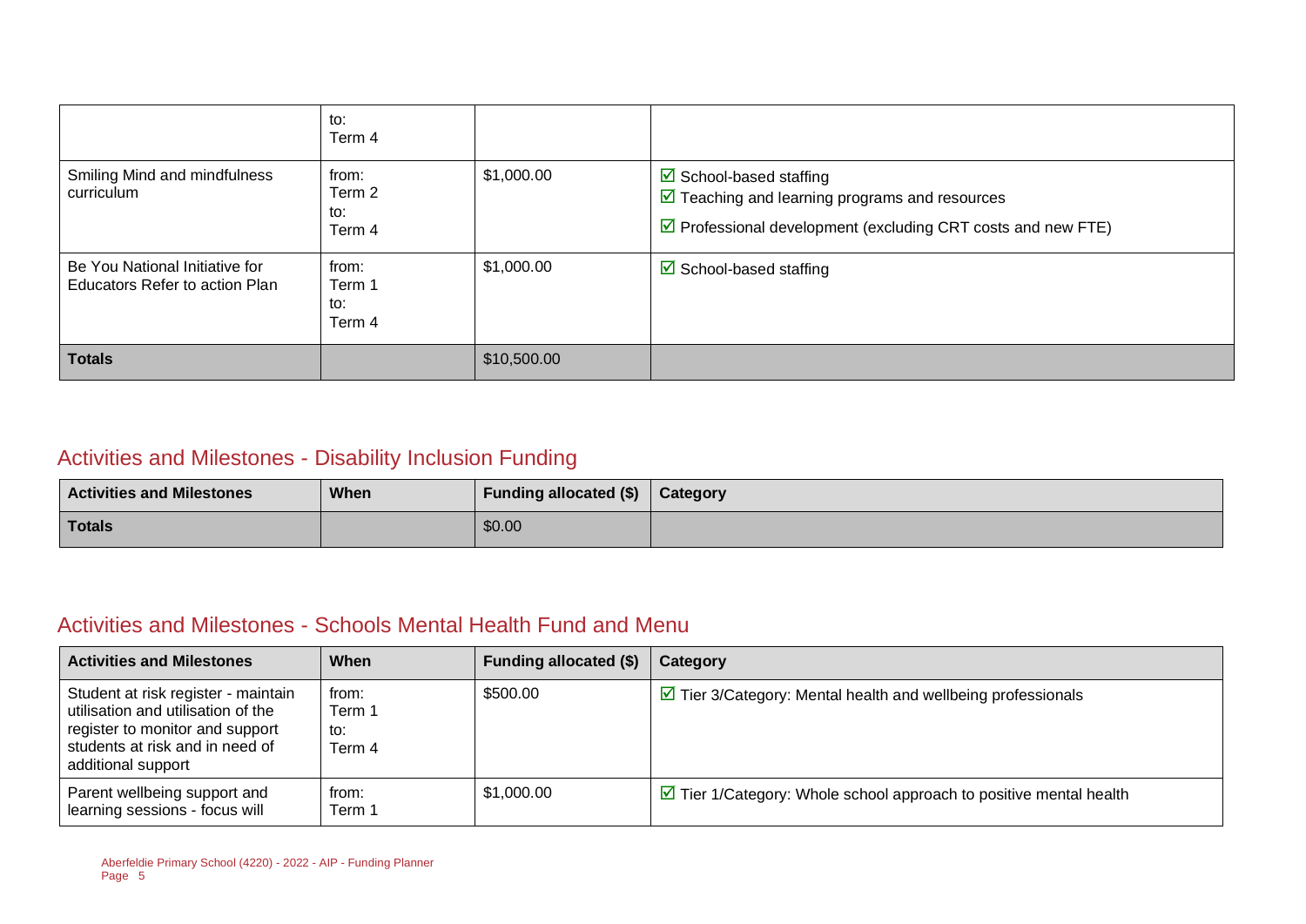|  | to:<br>Term 4 |  |  |
|---|---|---|---|
| Smiling Mind and mindfulness curriculum | from:<br>Term 2<br>to:<br>Term 4 | $1,000.00 | ☑ School-based staffing<br>☑ Teaching and learning programs and resources<br>☑ Professional development (excluding CRT costs and new FTE) |
| Be You National Initiative for Educators Refer to action Plan | from:<br>Term 1<br>to:<br>Term 4 | $1,000.00 | ☑ School-based staffing |
| **Totals** |  | $10,500.00 |  |

## Activities and Milestones - Disability Inclusion Funding

| Activities and Milestones | When | Funding allocated ($) | Category |
|---|---|---|---|
| **Totals** |  | $0.00 |  |

## Activities and Milestones - Schools Mental Health Fund and Menu

| Activities and Milestones | When | Funding allocated ($) | Category |
|---|---|---|---|
| Student at risk register - maintain utilisation and utilisation of the register to monitor and support students at risk and in need of additional support | from:<br>Term 1<br>to:<br>Term 4 | $500.00 | ☑ Tier 3/Category: Mental health and wellbeing professionals |
| Parent wellbeing support and learning sessions - focus will | from:<br>Term 1 | $1,000.00 | ☑ Tier 1/Category: Whole school approach to positive mental health |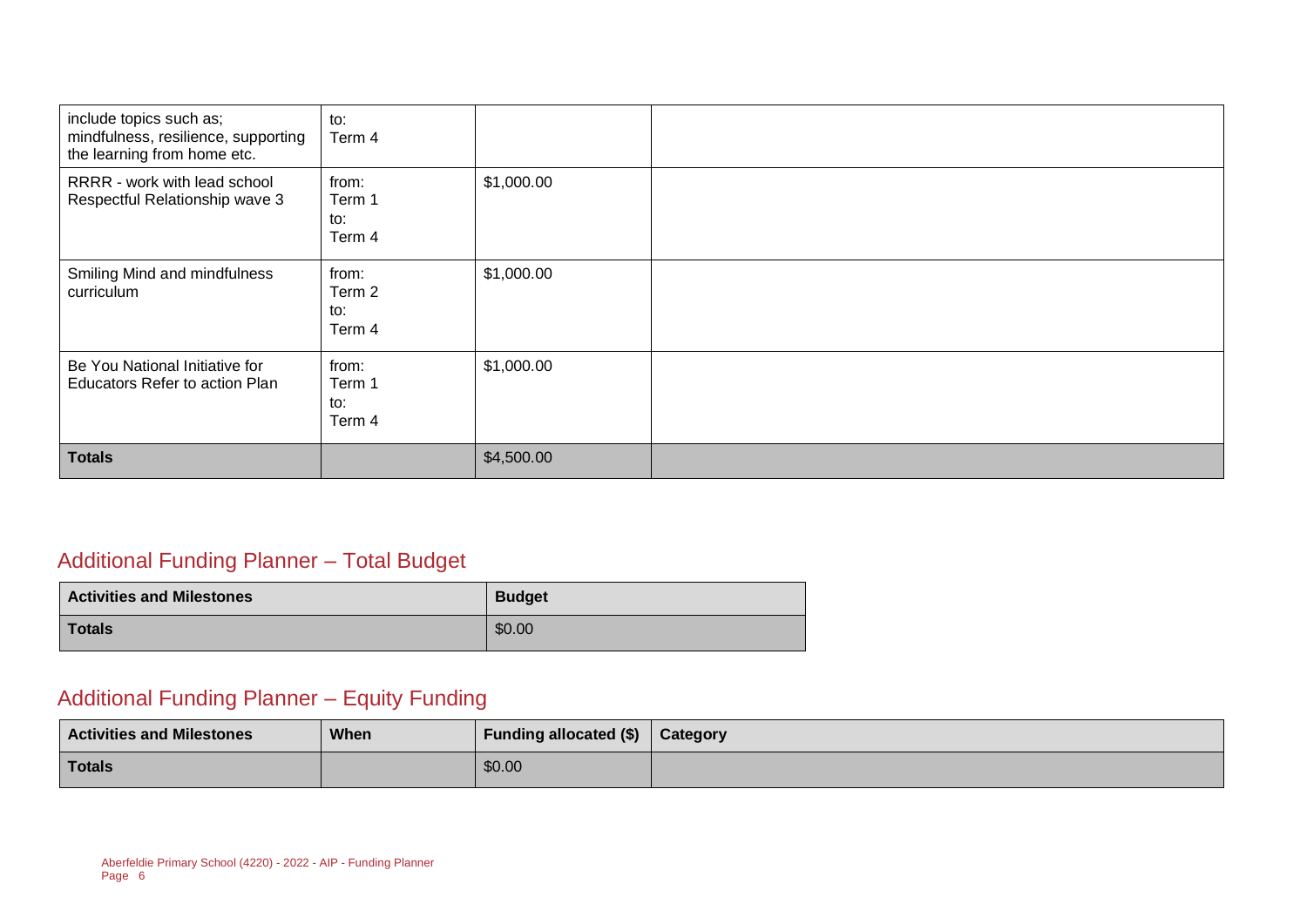| | | | |
|---|---|---|---|
| include topics such as; mindfulness, resilience, supporting the learning from home etc. | to: Term 4 | | |
| RRRR - work with lead school Respectful Relationship wave 3 | from: Term 1 to: Term 4 | $1,000.00 | |
| Smiling Mind and mindfulness curriculum | from: Term 2 to: Term 4 | $1,000.00 | |
| Be You National Initiative for Educators Refer to action Plan | from: Term 1 to: Term 4 | $1,000.00 | |
| **Totals** | | $4,500.00 | |

## Additional Funding Planner – Total Budget

| Activities and Milestones | Budget |
|---|---|
| **Totals** | $0.00 |

## Additional Funding Planner – Equity Funding

| Activities and Milestones | When | Funding allocated ($) | Category |
|---|---|---|---|
| **Totals** | | $0.00 | |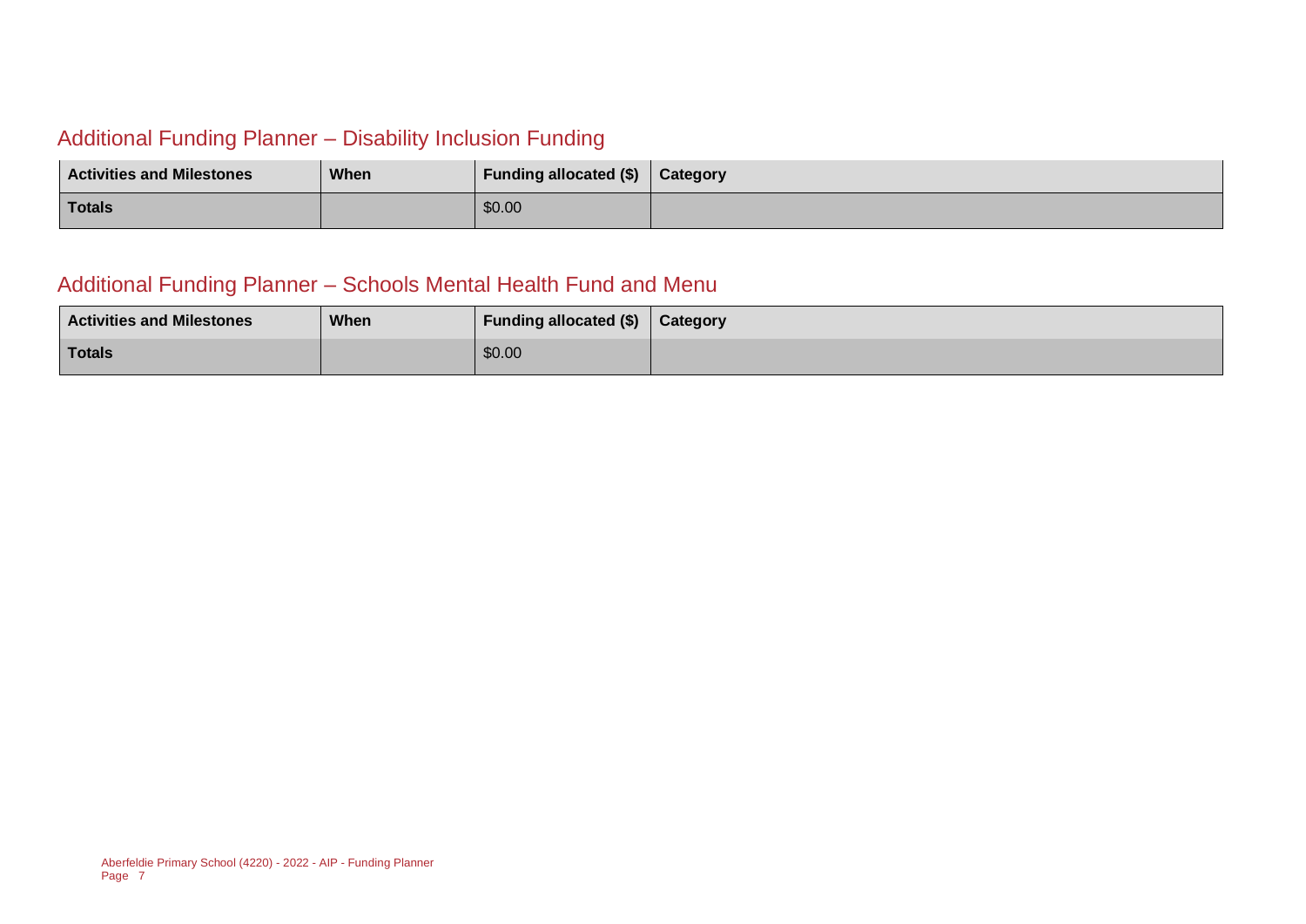## Additional Funding Planner – Disability Inclusion Funding

| Activities and Milestones | When | Funding allocated ($) | Category |
|---|---|---|---|
| **Totals** | | $0.00 | |

## Additional Funding Planner – Schools Mental Health Fund and Menu

| Activities and Milestones | When | Funding allocated ($) | Category |
|---|---|---|---|
| **Totals** | | $0.00 | |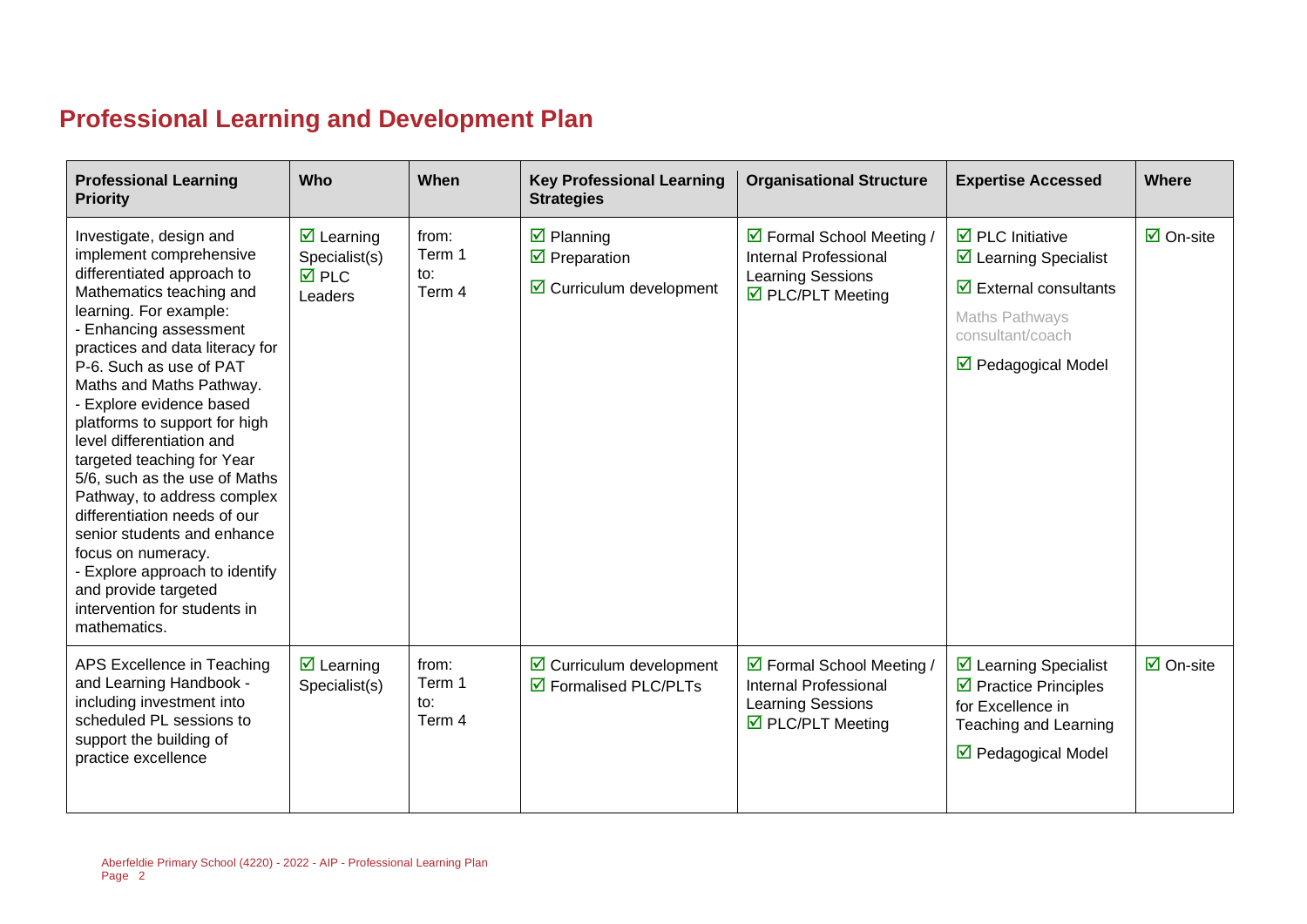## Professional Learning and Development Plan

| Professional Learning Priority | Who | When | Key Professional Learning Strategies | Organisational Structure | Expertise Accessed | Where |
|---|---|---|---|---|---|---|
| Investigate, design and implement comprehensive differentiated approach to Mathematics teaching and learning. For example:<br>- Enhancing assessment practices and data literacy for P-6. Such as use of PAT Maths and Maths Pathway.<br>- Explore evidence based platforms to support for high level differentiation and targeted teaching for Year 5/6, such as the use of Maths Pathway, to address complex differentiation needs of our senior students and enhance focus on numeracy.<br>- Explore approach to identify and provide targeted intervention for students in mathematics. | ☑ Learning Specialist(s)<br>☑ PLC Leaders | from: Term 1<br>to: Term 4 | ☑ Planning<br>☑ Preparation<br>☑ Curriculum development | ☑ Formal School Meeting / Internal Professional Learning Sessions<br>☑ PLC/PLT Meeting | ☑ PLC Initiative<br>☑ Learning Specialist<br>☑ External consultants<br>Maths Pathways consultant/coach<br>☑ Pedagogical Model | ☑ On-site |
| APS Excellence in Teaching and Learning Handbook - including investment into scheduled PL sessions to support the building of practice excellence | ☑ Learning Specialist(s) | from: Term 1<br>to: Term 4 | ☑ Curriculum development<br>☑ Formalised PLC/PLTs | ☑ Formal School Meeting / Internal Professional Learning Sessions<br>☑ PLC/PLT Meeting | ☑ Learning Specialist<br>☑ Practice Principles for Excellence in Teaching and Learning<br>☑ Pedagogical Model | ☑ On-site |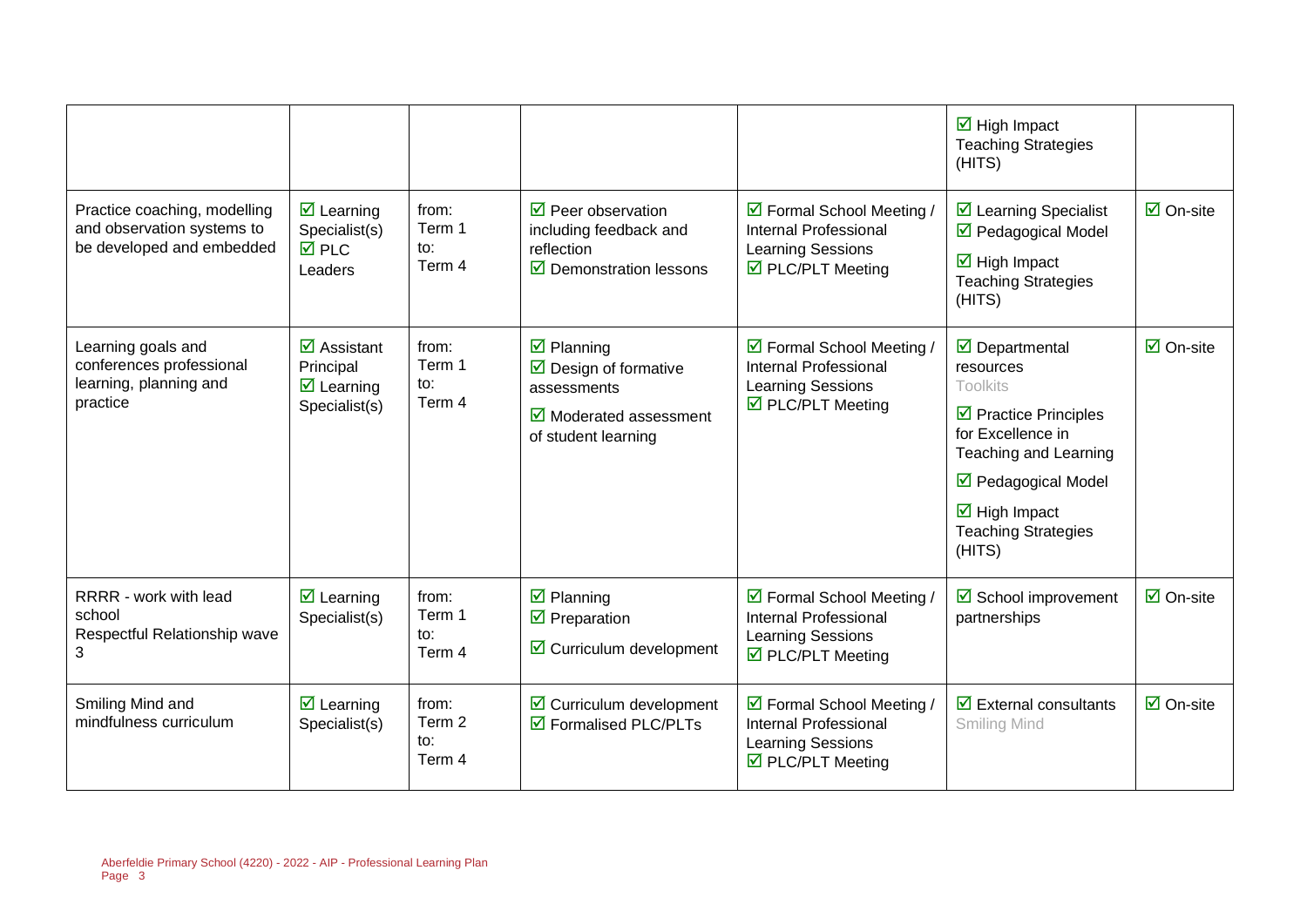| | | | | | | |
|---|---|---|---|---|---|---|
| | | | | | ☑ High Impact Teaching Strategies (HITS) | |
| Practice coaching, modelling and observation systems to be developed and embedded | ☑ Learning Specialist(s)<br>☑ PLC Leaders | from:<br>Term 1<br>to:<br>Term 4 | ☑ Peer observation including feedback and reflection<br>☑ Demonstration lessons | ☑ Formal School Meeting / Internal Professional Learning Sessions<br>☑ PLC/PLT Meeting | ☑ Learning Specialist<br>☑ Pedagogical Model<br>☑ High Impact Teaching Strategies (HITS) | ☑ On-site |
| Learning goals and conferences professional learning, planning and practice | ☑ Assistant Principal<br>☑ Learning Specialist(s) | from:<br>Term 1<br>to:<br>Term 4 | ☑ Planning<br>☑ Design of formative assessments<br>☑ Moderated assessment of student learning | ☑ Formal School Meeting / Internal Professional Learning Sessions<br>☑ PLC/PLT Meeting | ☑ Departmental resources<br>Toolkits<br>☑ Practice Principles for Excellence in Teaching and Learning<br>☑ Pedagogical Model<br>☑ High Impact Teaching Strategies (HITS) | ☑ On-site |
| RRRR - work with lead school<br>Respectful Relationship wave 3 | ☑ Learning Specialist(s) | from:<br>Term 1<br>to:<br>Term 4 | ☑ Planning<br>☑ Preparation<br>☑ Curriculum development | ☑ Formal School Meeting / Internal Professional Learning Sessions<br>☑ PLC/PLT Meeting | ☑ School improvement partnerships | ☑ On-site |
| Smiling Mind and mindfulness curriculum | ☑ Learning Specialist(s) | from:<br>Term 2<br>to:<br>Term 4 | ☑ Curriculum development<br>☑ Formalised PLC/PLTs | ☑ Formal School Meeting / Internal Professional Learning Sessions<br>☑ PLC/PLT Meeting | ☑ External consultants<br>Smiling Mind | ☑ On-site |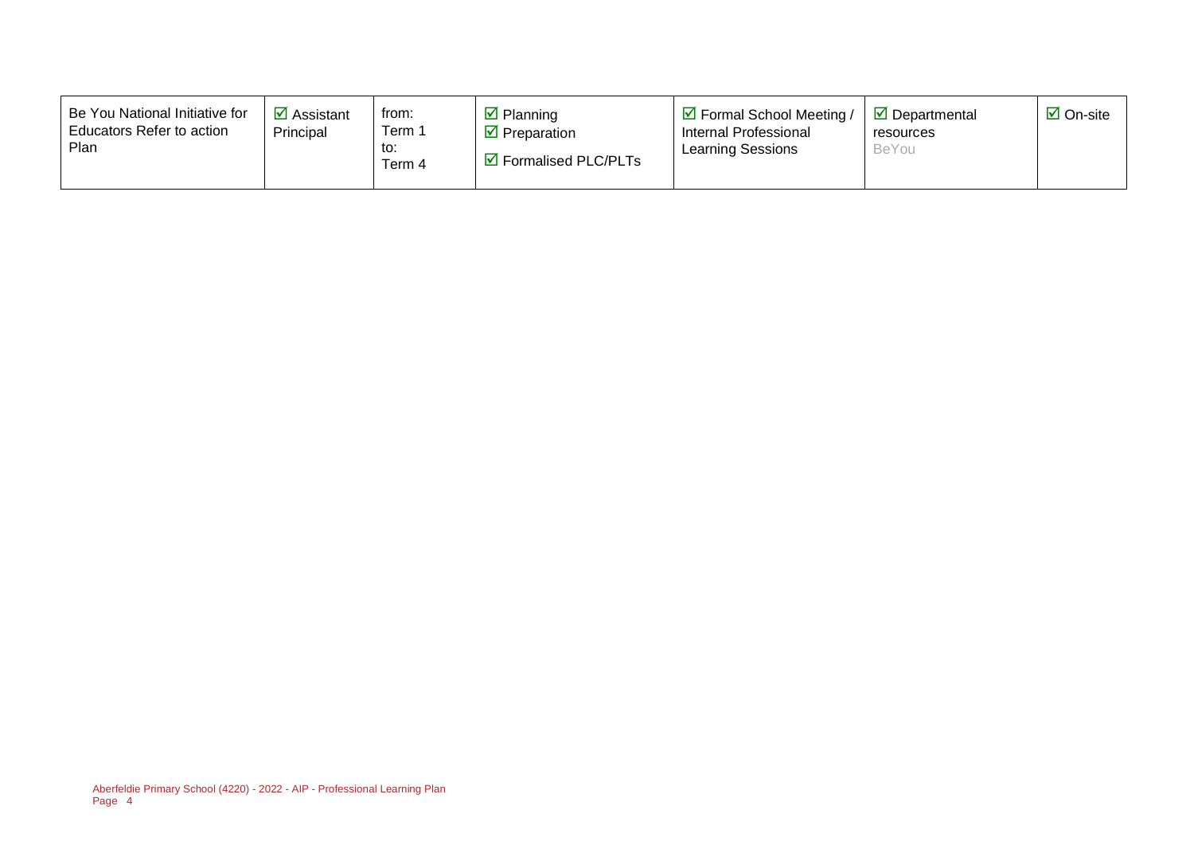| | | | | | | |
|---|---|---|---|---|---|---|
| Be You National Initiative for Educators Refer to action Plan | ☑ Assistant Principal | from: Term 1 to: Term 4 | ☑ Planning ☑ Preparation ☑ Formalised PLC/PLTs | ☑ Formal School Meeting / Internal Professional Learning Sessions | ☑ Departmental resources BeYou | ☑ On-site |